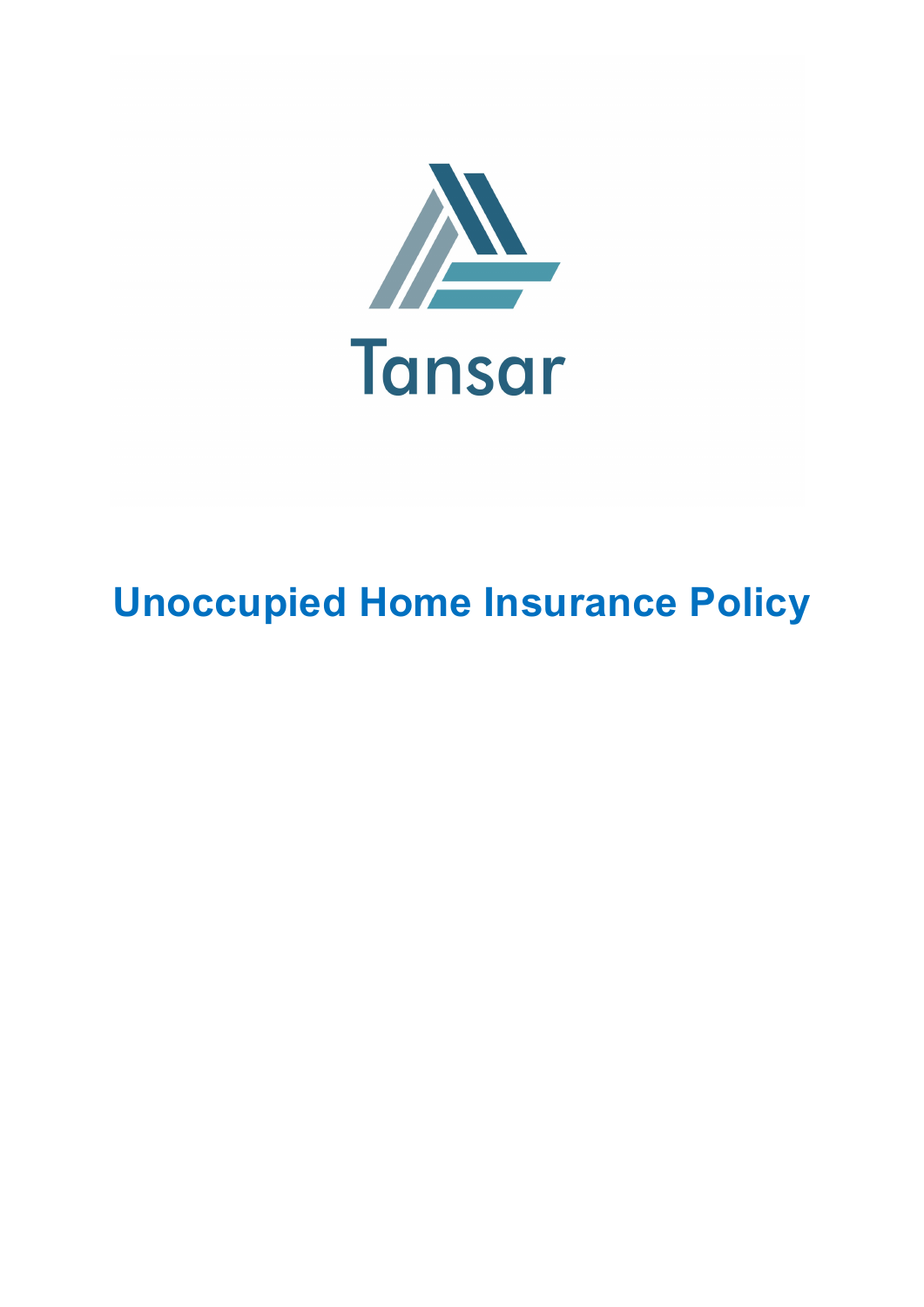Tansar

# Unoccupied Home Insurance Policy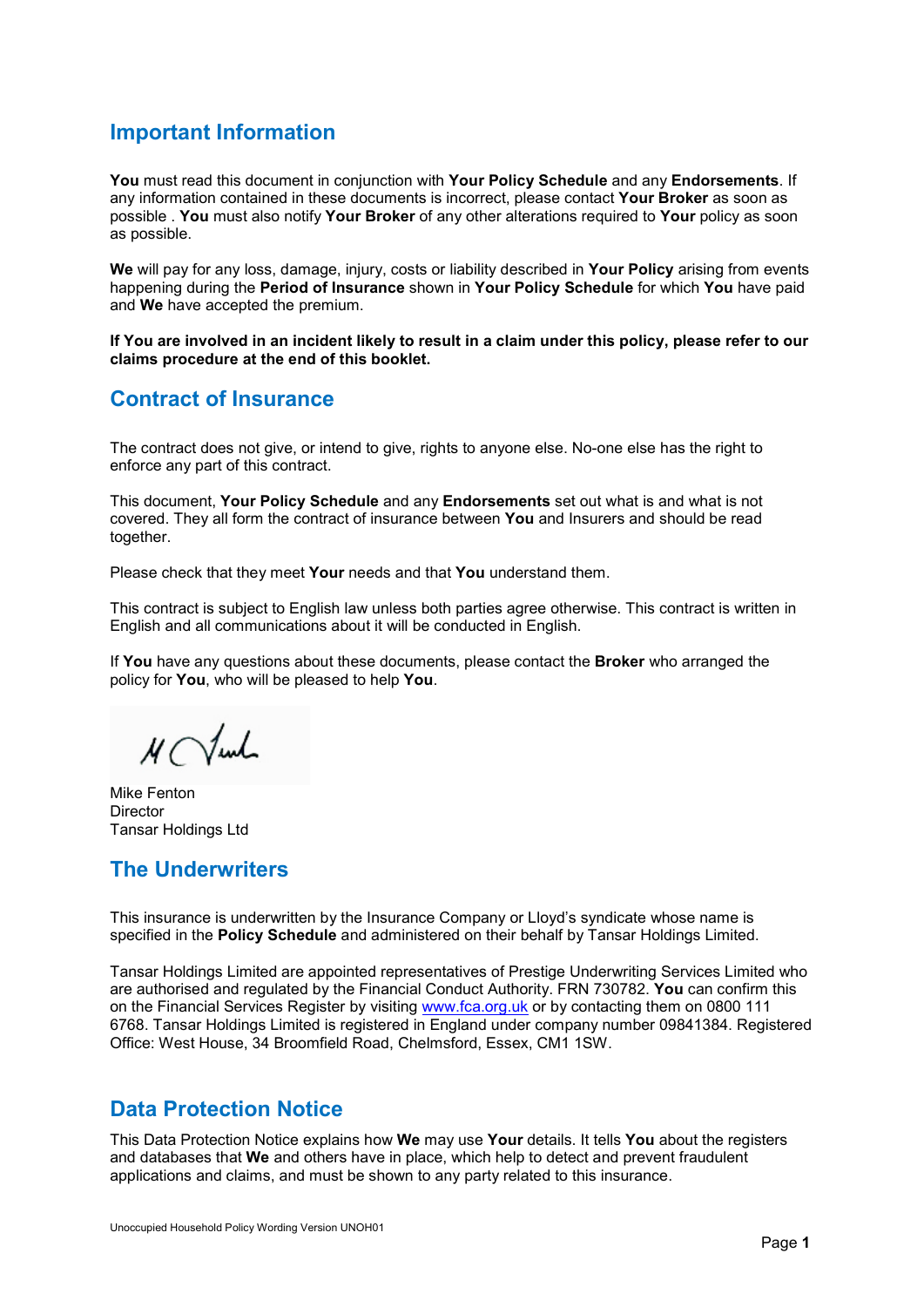## Important Information

**You** must read this document in conjunction with **Your Policy Schedule** and any **Endorsements**. If any information contained in these documents is incorrect, please contact **Your Broker** as soon as possible . **You** must also notify **Your Broker** of any other alterations required to **Your** policy as soon as possible.

**We** will pay for any loss, damage, injury, costs or liability described in **Your Policy** arising from events happening during the **Period of Insurance** shown in **Your Policy Schedule** for which **You** have paid and **We** have accepted the premium.

**If You are involved in an incident likely to result in a claim under this policy, please refer to our claims procedure at the end of this booklet.**

## Contract of Insurance

The contract does not give, or intend to give, rights to anyone else. No-one else has the right to enforce any part of this contract.

This document, **Your Policy Schedule** and any **Endorsements** set out what is and what is not covered. They all form the contract of insurance between **You** and Insurers and should be read together.

Please check that they meet **Your** needs and that **You** understand them.

This contract is subject to English law unless both parties agree otherwise. This contract is written in English and all communications about it will be conducted in English.

If **You** have any questions about these documents, please contact the **Broker** who arranged the policy for **You**, who will be pleased to help **You**.

Mike Fenton
Director
Tansar Holdings Ltd

## The Underwriters

This insurance is underwritten by the Insurance Company or Lloyd's syndicate whose name is specified in the **Policy Schedule** and administered on their behalf by Tansar Holdings Limited.

Tansar Holdings Limited are appointed representatives of Prestige Underwriting Services Limited who are authorised and regulated by the Financial Conduct Authority. FRN 730782. **You** can confirm this on the Financial Services Register by visiting www.fca.org.uk or by contacting them on 0800 111 6768. Tansar Holdings Limited is registered in England under company number 09841384. Registered Office: West House, 34 Broomfield Road, Chelmsford, Essex, CM1 1SW.

## Data Protection Notice

This Data Protection Notice explains how **We** may use **Your** details. It tells **You** about the registers and databases that **We** and others have in place, which help to detect and prevent fraudulent applications and claims, and must be shown to any party related to this insurance.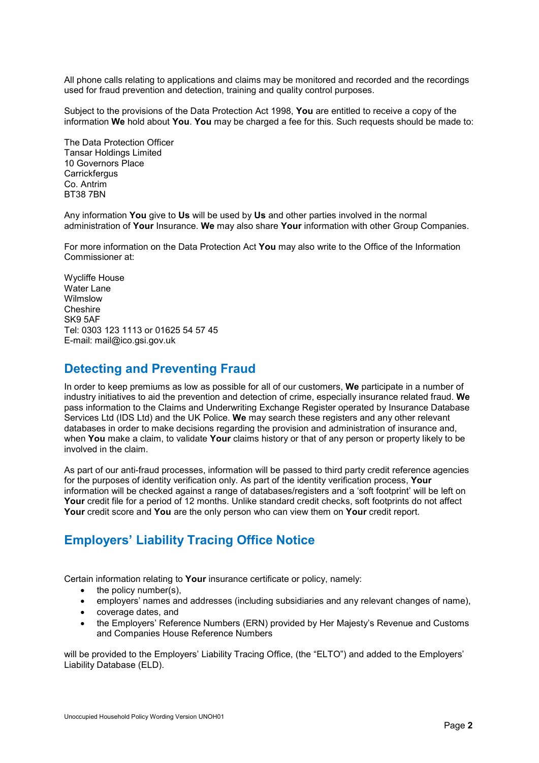All phone calls relating to applications and claims may be monitored and recorded and the recordings used for fraud prevention and detection, training and quality control purposes.

Subject to the provisions of the Data Protection Act 1998, **You** are entitled to receive a copy of the information **We** hold about **You**. **You** may be charged a fee for this. Such requests should be made to:

The Data Protection Officer
Tansar Holdings Limited
10 Governors Place
Carrickfergus
Co. Antrim
BT38 7BN

Any information **You** give to **Us** will be used by **Us** and other parties involved in the normal administration of **Your** Insurance. **We** may also share **Your** information with other Group Companies.

For more information on the Data Protection Act **You** may also write to the Office of the Information Commissioner at:

Wycliffe House
Water Lane
Wilmslow
Cheshire
SK9 5AF
Tel: 0303 123 1113 or 01625 54 57 45
E-mail: mail@ico.gsi.gov.uk

## Detecting and Preventing Fraud

In order to keep premiums as low as possible for all of our customers, **We** participate in a number of industry initiatives to aid the prevention and detection of crime, especially insurance related fraud. **We** pass information to the Claims and Underwriting Exchange Register operated by Insurance Database Services Ltd (IDS Ltd) and the UK Police. **We** may search these registers and any other relevant databases in order to make decisions regarding the provision and administration of insurance and, when **You** make a claim, to validate **Your** claims history or that of any person or property likely to be involved in the claim.

As part of our anti-fraud processes, information will be passed to third party credit reference agencies for the purposes of identity verification only. As part of the identity verification process, **Your** information will be checked against a range of databases/registers and a 'soft footprint' will be left on **Your** credit file for a period of 12 months. Unlike standard credit checks, soft footprints do not affect **Your** credit score and **You** are the only person who can view them on **Your** credit report.

## Employers' Liability Tracing Office Notice

Certain information relating to **Your** insurance certificate or policy, namely:

- the policy number(s),
- employers' names and addresses (including subsidiaries and any relevant changes of name),
- coverage dates, and
- the Employers' Reference Numbers (ERN) provided by Her Majesty's Revenue and Customs and Companies House Reference Numbers

will be provided to the Employers' Liability Tracing Office, (the "ELTO") and added to the Employers' Liability Database (ELD).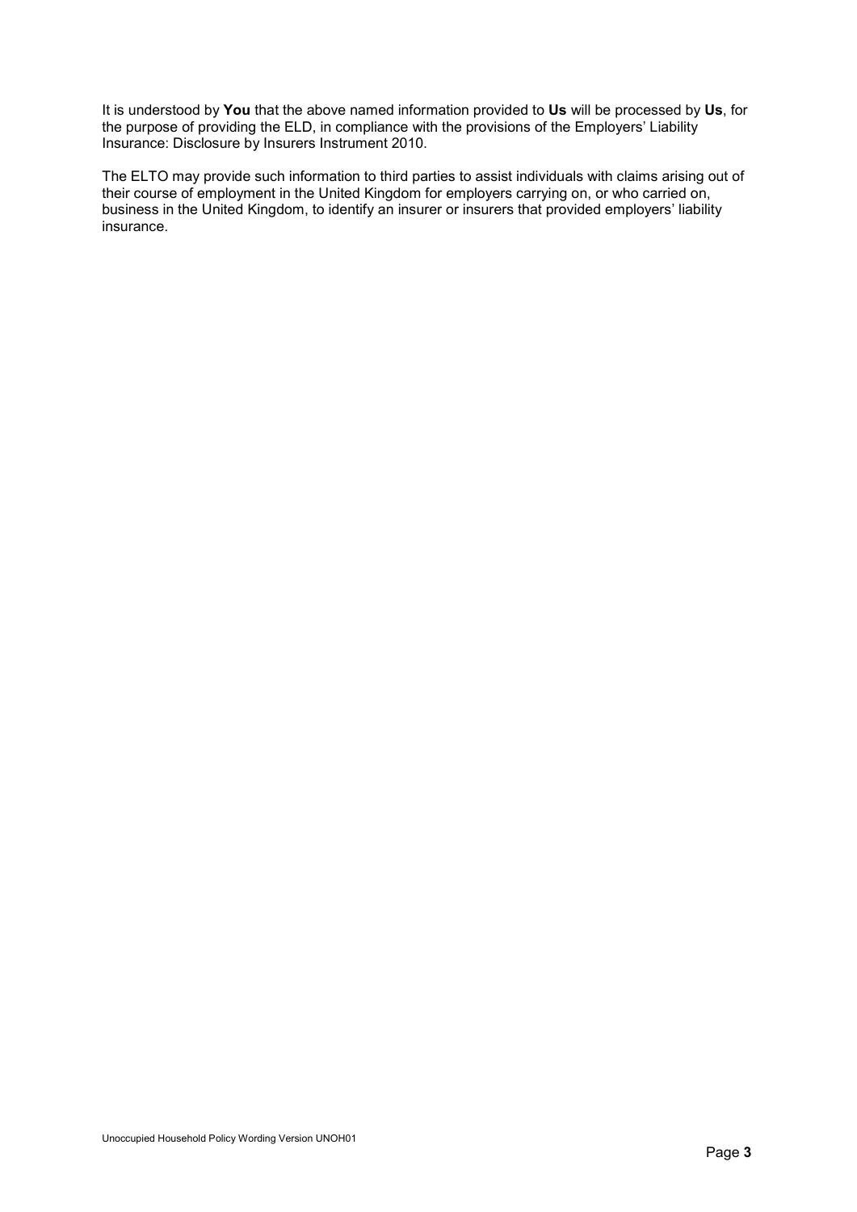It is understood by **You** that the above named information provided to **Us** will be processed by **Us**, for the purpose of providing the ELD, in compliance with the provisions of the Employers' Liability Insurance: Disclosure by Insurers Instrument 2010.

The ELTO may provide such information to third parties to assist individuals with claims arising out of their course of employment in the United Kingdom for employers carrying on, or who carried on, business in the United Kingdom, to identify an insurer or insurers that provided employers' liability insurance.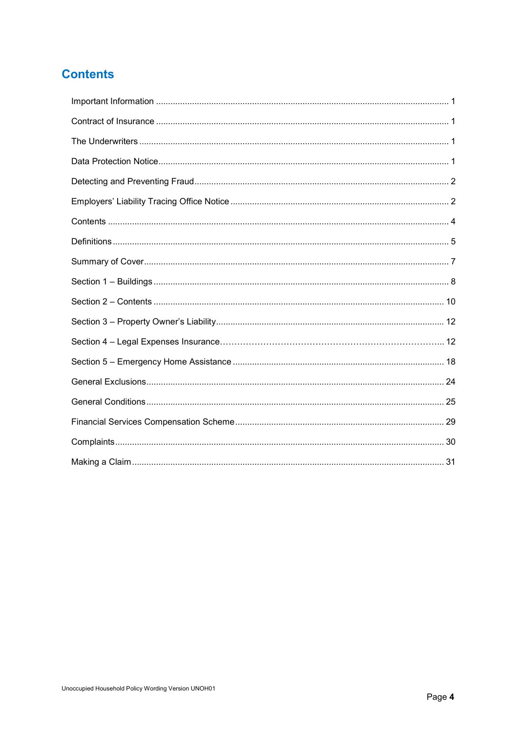# Contents

| | |
|---|---|
| Important Information | 1 |
| Contract of Insurance | 1 |
| The Underwriters | 1 |
| Data Protection Notice | 1 |
| Detecting and Preventing Fraud | 2 |
| Employers' Liability Tracing Office Notice | 2 |
| Contents | 4 |
| Definitions | 5 |
| Summary of Cover | 7 |
| Section 1 – Buildings | 8 |
| Section 2 – Contents | 10 |
| Section 3 – Property Owner's Liability | 12 |
| Section 4 – Legal Expenses Insurance | 12 |
| Section 5 – Emergency Home Assistance | 18 |
| General Exclusions | 24 |
| General Conditions | 25 |
| Financial Services Compensation Scheme | 29 |
| Complaints | 30 |
| Making a Claim | 31 |

Unoccupied Household Policy Wording Version UNOH01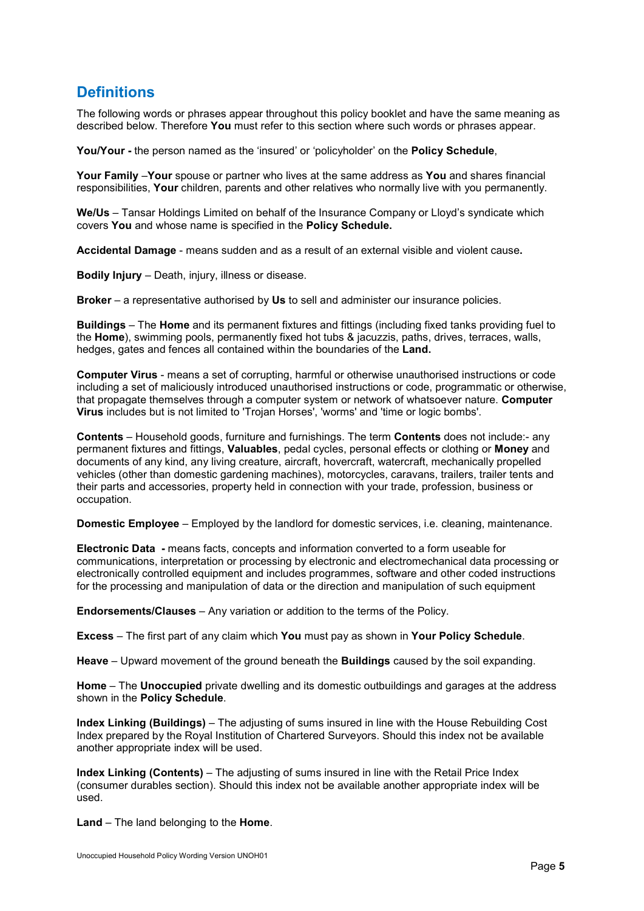## Definitions

The following words or phrases appear throughout this policy booklet and have the same meaning as described below. Therefore **You** must refer to this section where such words or phrases appear.

**You/Your -** the person named as the 'insured' or 'policyholder' on the **Policy Schedule**,

**Your Family** –**Your** spouse or partner who lives at the same address as **You** and shares financial responsibilities, **Your** children, parents and other relatives who normally live with you permanently.

**We/Us** – Tansar Holdings Limited on behalf of the Insurance Company or Lloyd's syndicate which covers **You** and whose name is specified in the **Policy Schedule.**

**Accidental Damage** - means sudden and as a result of an external visible and violent cause**.**

**Bodily Injury** – Death, injury, illness or disease.

**Broker** – a representative authorised by **Us** to sell and administer our insurance policies.

**Buildings** – The **Home** and its permanent fixtures and fittings (including fixed tanks providing fuel to the **Home**), swimming pools, permanently fixed hot tubs & jacuzzis, paths, drives, terraces, walls, hedges, gates and fences all contained within the boundaries of the **Land.**

**Computer Virus** - means a set of corrupting, harmful or otherwise unauthorised instructions or code including a set of maliciously introduced unauthorised instructions or code, programmatic or otherwise, that propagate themselves through a computer system or network of whatsoever nature. **Computer Virus** includes but is not limited to 'Trojan Horses', 'worms' and 'time or logic bombs'.

**Contents** – Household goods, furniture and furnishings. The term **Contents** does not include:- any permanent fixtures and fittings, **Valuables**, pedal cycles, personal effects or clothing or **Money** and documents of any kind, any living creature, aircraft, hovercraft, watercraft, mechanically propelled vehicles (other than domestic gardening machines), motorcycles, caravans, trailers, trailer tents and their parts and accessories, property held in connection with your trade, profession, business or occupation.

**Domestic Employee** – Employed by the landlord for domestic services, i.e. cleaning, maintenance.

**Electronic Data -** means facts, concepts and information converted to a form useable for communications, interpretation or processing by electronic and electromechanical data processing or electronically controlled equipment and includes programmes, software and other coded instructions for the processing and manipulation of data or the direction and manipulation of such equipment

**Endorsements/Clauses** – Any variation or addition to the terms of the Policy.

**Excess** – The first part of any claim which **You** must pay as shown in **Your Policy Schedule**.

**Heave** – Upward movement of the ground beneath the **Buildings** caused by the soil expanding.

**Home** – The **Unoccupied** private dwelling and its domestic outbuildings and garages at the address shown in the **Policy Schedule**.

**Index Linking (Buildings)** – The adjusting of sums insured in line with the House Rebuilding Cost Index prepared by the Royal Institution of Chartered Surveyors. Should this index not be available another appropriate index will be used.

**Index Linking (Contents)** – The adjusting of sums insured in line with the Retail Price Index (consumer durables section). Should this index not be available another appropriate index will be used.

**Land** – The land belonging to the **Home**.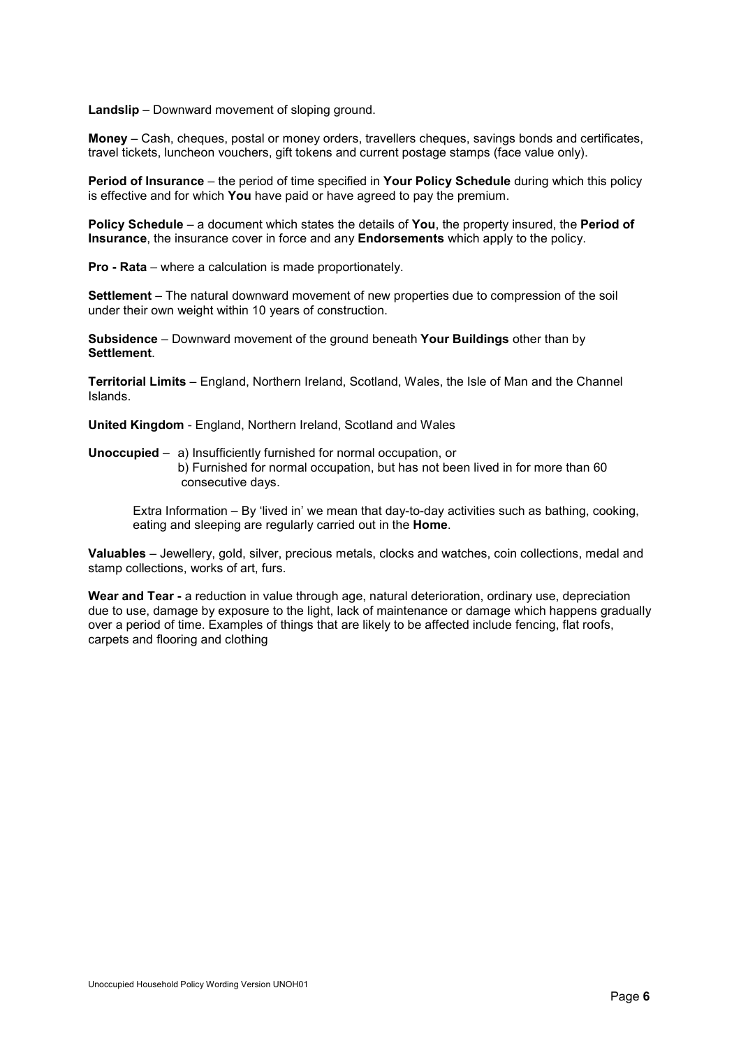**Landslip** – Downward movement of sloping ground.

**Money** – Cash, cheques, postal or money orders, travellers cheques, savings bonds and certificates, travel tickets, luncheon vouchers, gift tokens and current postage stamps (face value only).

**Period of Insurance** – the period of time specified in **Your Policy Schedule** during which this policy is effective and for which **You** have paid or have agreed to pay the premium.

**Policy Schedule** – a document which states the details of **You**, the property insured, the **Period of Insurance**, the insurance cover in force and any **Endorsements** which apply to the policy.

**Pro - Rata** – where a calculation is made proportionately.

**Settlement** – The natural downward movement of new properties due to compression of the soil under their own weight within 10 years of construction.

**Subsidence** – Downward movement of the ground beneath **Your Buildings** other than by **Settlement**.

**Territorial Limits** – England, Northern Ireland, Scotland, Wales, the Isle of Man and the Channel Islands.

**United Kingdom** - England, Northern Ireland, Scotland and Wales

**Unoccupied** – a) Insufficiently furnished for normal occupation, or
b) Furnished for normal occupation, but has not been lived in for more than 60 consecutive days.

Extra Information – By 'lived in' we mean that day-to-day activities such as bathing, cooking, eating and sleeping are regularly carried out in the **Home**.

**Valuables** – Jewellery, gold, silver, precious metals, clocks and watches, coin collections, medal and stamp collections, works of art, furs.

**Wear and Tear -** a reduction in value through age, natural deterioration, ordinary use, depreciation due to use, damage by exposure to the light, lack of maintenance or damage which happens gradually over a period of time. Examples of things that are likely to be affected include fencing, flat roofs, carpets and flooring and clothing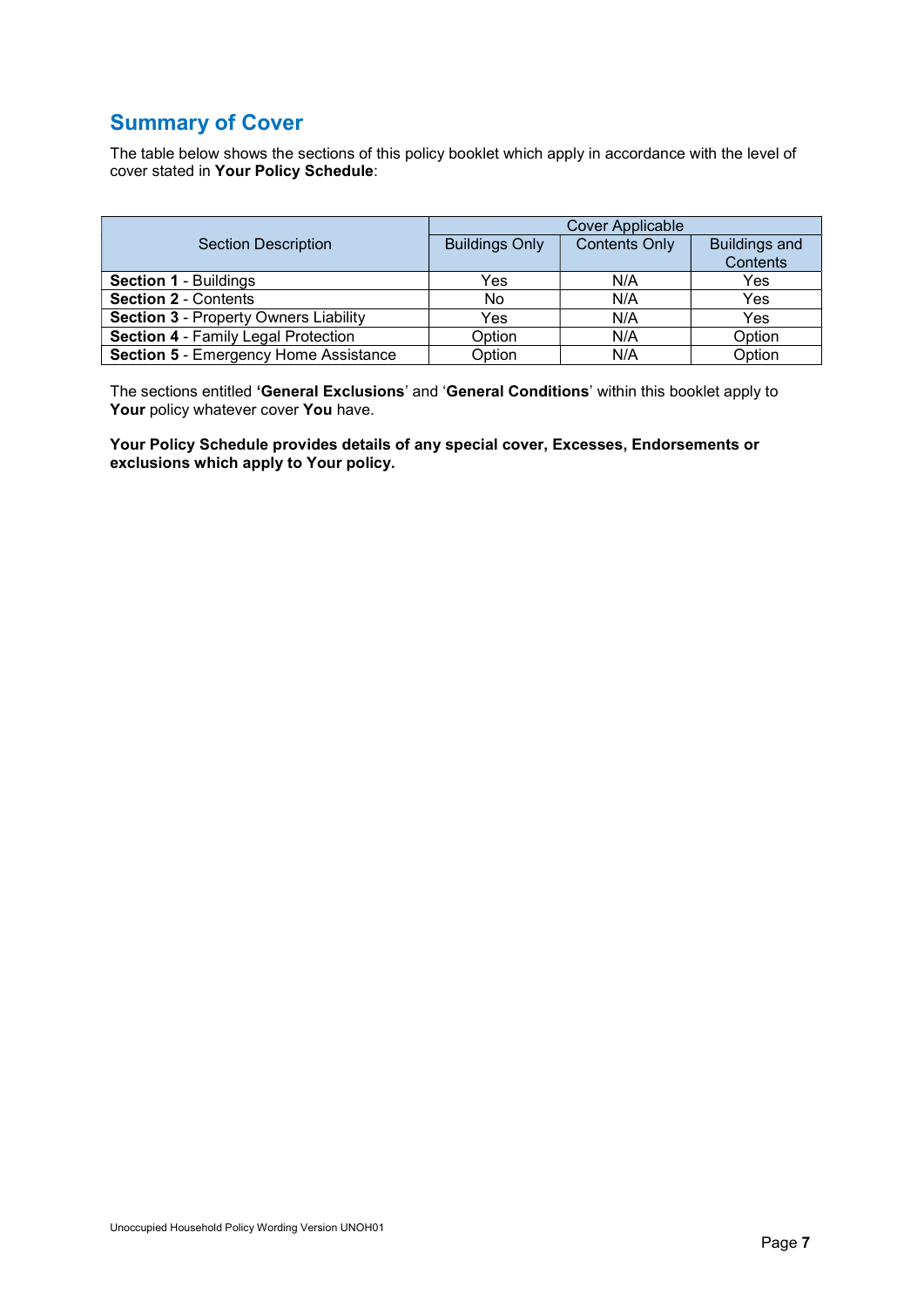## Summary of Cover

The table below shows the sections of this policy booklet which apply in accordance with the level of cover stated in **Your Policy Schedule**:

| Section Description | Cover Applicable | | |
|---|---|---|---|
| | Buildings Only | Contents Only | Buildings and Contents |
| **Section 1** - Buildings | Yes | N/A | Yes |
| **Section 2** - Contents | No | N/A | Yes |
| **Section 3** - Property Owners Liability | Yes | N/A | Yes |
| **Section 4** - Family Legal Protection | Option | N/A | Option |
| **Section 5** - Emergency Home Assistance | Option | N/A | Option |

The sections entitled '**General Exclusions**' and '**General Conditions**' within this booklet apply to **Your** policy whatever cover **You** have.

**Your Policy Schedule provides details of any special cover, Excesses, Endorsements or exclusions which apply to Your policy.**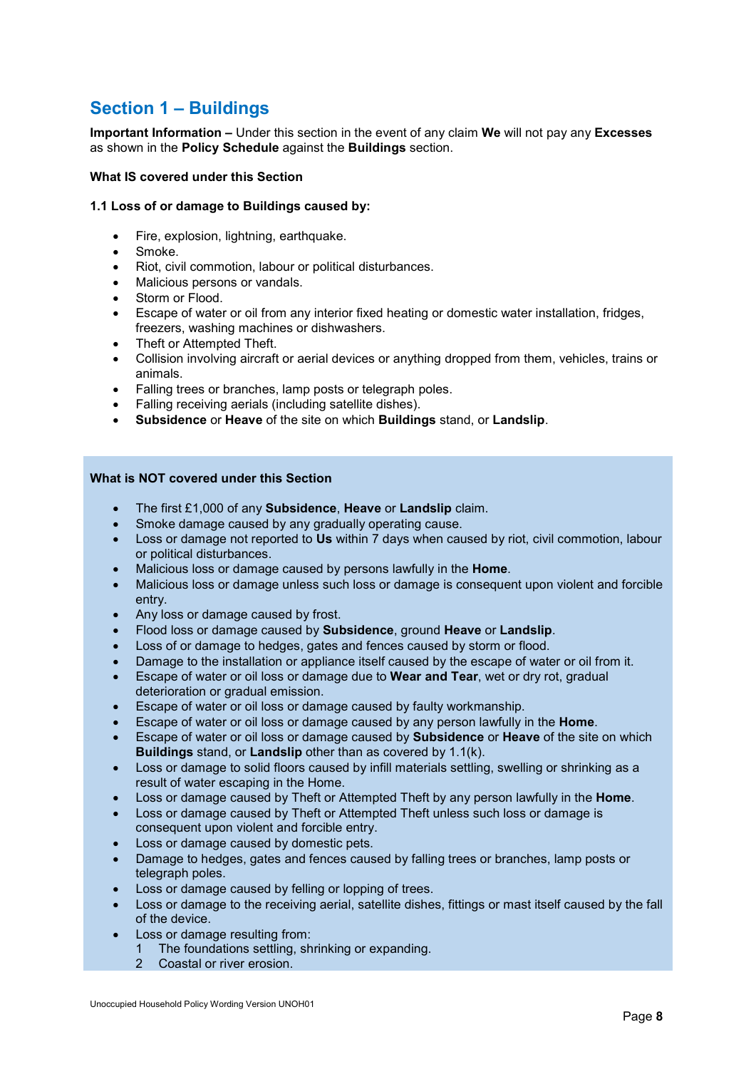## Section 1 – Buildings

**Important Information –** Under this section in the event of any claim **We** will not pay any **Excesses** as shown in the **Policy Schedule** against the **Buildings** section.

**What IS covered under this Section**

**1.1 Loss of or damage to Buildings caused by:**

- Fire, explosion, lightning, earthquake.
- Smoke.
- Riot, civil commotion, labour or political disturbances.
- Malicious persons or vandals.
- Storm or Flood.
- Escape of water or oil from any interior fixed heating or domestic water installation, fridges, freezers, washing machines or dishwashers.
- Theft or Attempted Theft.
- Collision involving aircraft or aerial devices or anything dropped from them, vehicles, trains or animals.
- Falling trees or branches, lamp posts or telegraph poles.
- Falling receiving aerials (including satellite dishes).
- **Subsidence** or **Heave** of the site on which **Buildings** stand, or **Landslip**.

**What is NOT covered under this Section**

- The first £1,000 of any **Subsidence**, **Heave** or **Landslip** claim.
- Smoke damage caused by any gradually operating cause.
- Loss or damage not reported to **Us** within 7 days when caused by riot, civil commotion, labour or political disturbances.
- Malicious loss or damage caused by persons lawfully in the **Home**.
- Malicious loss or damage unless such loss or damage is consequent upon violent and forcible entry.
- Any loss or damage caused by frost.
- Flood loss or damage caused by **Subsidence**, ground **Heave** or **Landslip**.
- Loss of or damage to hedges, gates and fences caused by storm or flood.
- Damage to the installation or appliance itself caused by the escape of water or oil from it.
- Escape of water or oil loss or damage due to **Wear and Tear**, wet or dry rot, gradual deterioration or gradual emission.
- Escape of water or oil loss or damage caused by faulty workmanship.
- Escape of water or oil loss or damage caused by any person lawfully in the **Home**.
- Escape of water or oil loss or damage caused by **Subsidence** or **Heave** of the site on which **Buildings** stand, or **Landslip** other than as covered by 1.1(k).
- Loss or damage to solid floors caused by infill materials settling, swelling or shrinking as a result of water escaping in the Home.
- Loss or damage caused by Theft or Attempted Theft by any person lawfully in the **Home**.
- Loss or damage caused by Theft or Attempted Theft unless such loss or damage is consequent upon violent and forcible entry.
- Loss or damage caused by domestic pets.
- Damage to hedges, gates and fences caused by falling trees or branches, lamp posts or telegraph poles.
- Loss or damage caused by felling or lopping of trees.
- Loss or damage to the receiving aerial, satellite dishes, fittings or mast itself caused by the fall of the device.
- Loss or damage resulting from:
  1. The foundations settling, shrinking or expanding.
  2. Coastal or river erosion.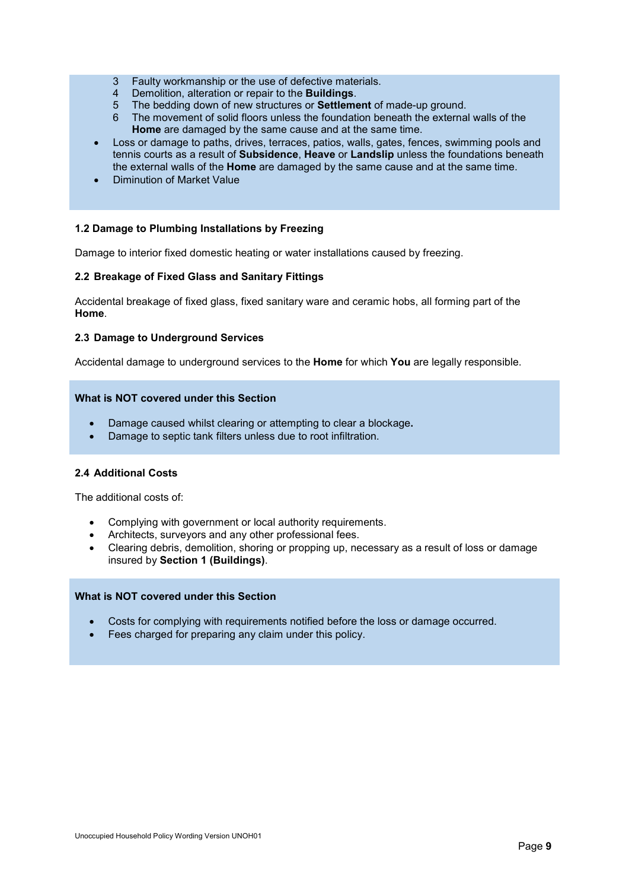3. Faulty workmanship or the use of defective materials.
4. Demolition, alteration or repair to the **Buildings**.
5. The bedding down of new structures or **Settlement** of made-up ground.
6. The movement of solid floors unless the foundation beneath the external walls of the **Home** are damaged by the same cause and at the same time.

- Loss or damage to paths, drives, terraces, patios, walls, gates, fences, swimming pools and tennis courts as a result of **Subsidence**, **Heave** or **Landslip** unless the foundations beneath the external walls of the **Home** are damaged by the same cause and at the same time.
- Diminution of Market Value

#### 1.2 Damage to Plumbing Installations by Freezing

Damage to interior fixed domestic heating or water installations caused by freezing.

#### 2.2 Breakage of Fixed Glass and Sanitary Fittings

Accidental breakage of fixed glass, fixed sanitary ware and ceramic hobs, all forming part of the **Home**.

#### 2.3 Damage to Underground Services

Accidental damage to underground services to the **Home** for which **You** are legally responsible.

**What is NOT covered under this Section**

- Damage caused whilst clearing or attempting to clear a blockage**.**
- Damage to septic tank filters unless due to root infiltration.

#### 2.4 Additional Costs

The additional costs of:

- Complying with government or local authority requirements.
- Architects, surveyors and any other professional fees.
- Clearing debris, demolition, shoring or propping up, necessary as a result of loss or damage insured by **Section 1 (Buildings)**.

**What is NOT covered under this Section**

- Costs for complying with requirements notified before the loss or damage occurred.
- Fees charged for preparing any claim under this policy.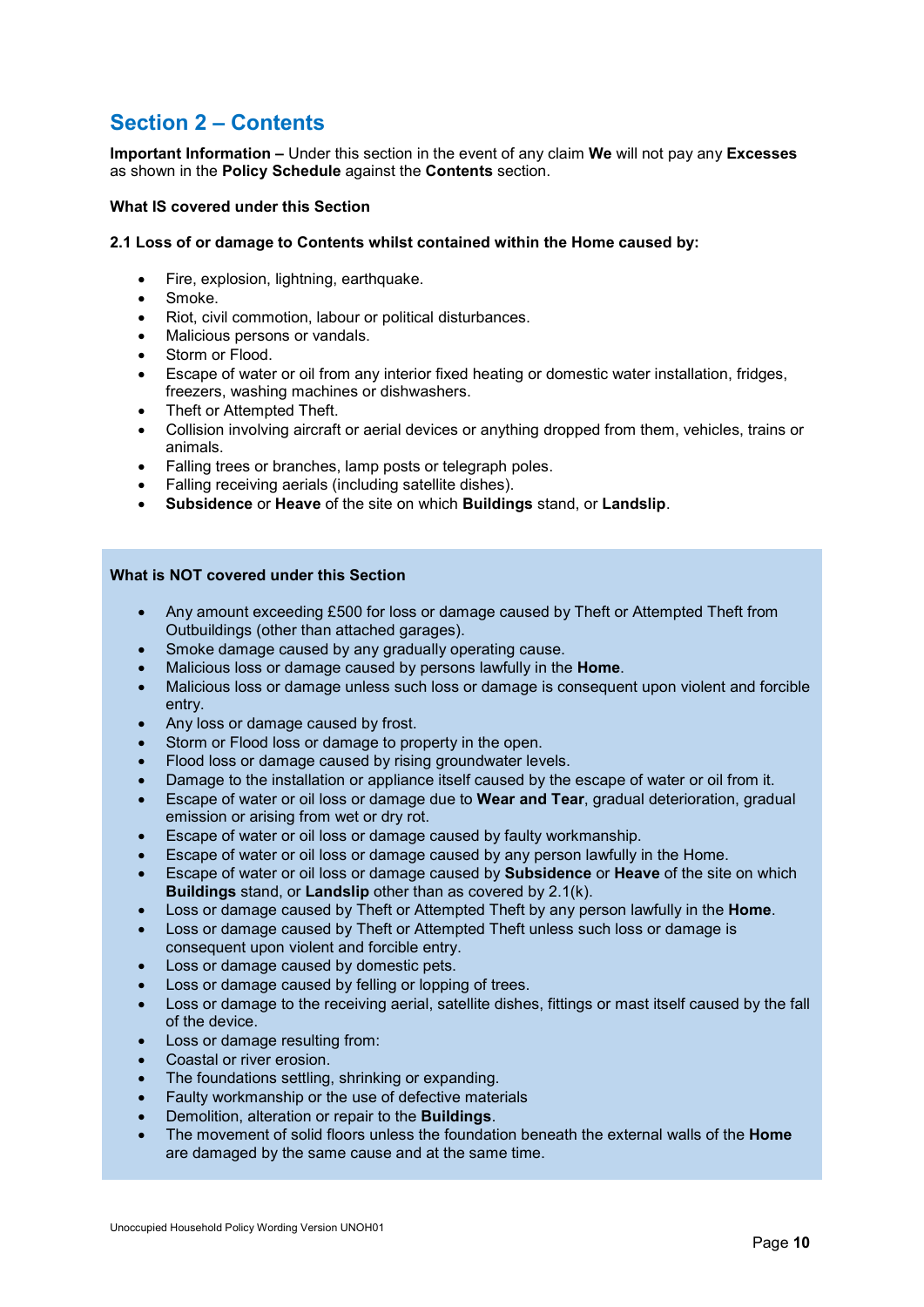## Section 2 – Contents

**Important Information –** Under this section in the event of any claim **We** will not pay any **Excesses** as shown in the **Policy Schedule** against the **Contents** section.

**What IS covered under this Section**

**2.1 Loss of or damage to Contents whilst contained within the Home caused by:**

- Fire, explosion, lightning, earthquake.
- Smoke.
- Riot, civil commotion, labour or political disturbances.
- Malicious persons or vandals.
- Storm or Flood.
- Escape of water or oil from any interior fixed heating or domestic water installation, fridges, freezers, washing machines or dishwashers.
- Theft or Attempted Theft.
- Collision involving aircraft or aerial devices or anything dropped from them, vehicles, trains or animals.
- Falling trees or branches, lamp posts or telegraph poles.
- Falling receiving aerials (including satellite dishes).
- **Subsidence** or **Heave** of the site on which **Buildings** stand, or **Landslip**.

**What is NOT covered under this Section**

- Any amount exceeding £500 for loss or damage caused by Theft or Attempted Theft from Outbuildings (other than attached garages).
- Smoke damage caused by any gradually operating cause.
- Malicious loss or damage caused by persons lawfully in the **Home**.
- Malicious loss or damage unless such loss or damage is consequent upon violent and forcible entry.
- Any loss or damage caused by frost.
- Storm or Flood loss or damage to property in the open.
- Flood loss or damage caused by rising groundwater levels.
- Damage to the installation or appliance itself caused by the escape of water or oil from it.
- Escape of water or oil loss or damage due to **Wear and Tear**, gradual deterioration, gradual emission or arising from wet or dry rot.
- Escape of water or oil loss or damage caused by faulty workmanship.
- Escape of water or oil loss or damage caused by any person lawfully in the Home.
- Escape of water or oil loss or damage caused by **Subsidence** or **Heave** of the site on which **Buildings** stand, or **Landslip** other than as covered by 2.1(k).
- Loss or damage caused by Theft or Attempted Theft by any person lawfully in the **Home**.
- Loss or damage caused by Theft or Attempted Theft unless such loss or damage is consequent upon violent and forcible entry.
- Loss or damage caused by domestic pets.
- Loss or damage caused by felling or lopping of trees.
- Loss or damage to the receiving aerial, satellite dishes, fittings or mast itself caused by the fall of the device.
- Loss or damage resulting from:
- Coastal or river erosion.
- The foundations settling, shrinking or expanding.
- Faulty workmanship or the use of defective materials
- Demolition, alteration or repair to the **Buildings**.
- The movement of solid floors unless the foundation beneath the external walls of the **Home** are damaged by the same cause and at the same time.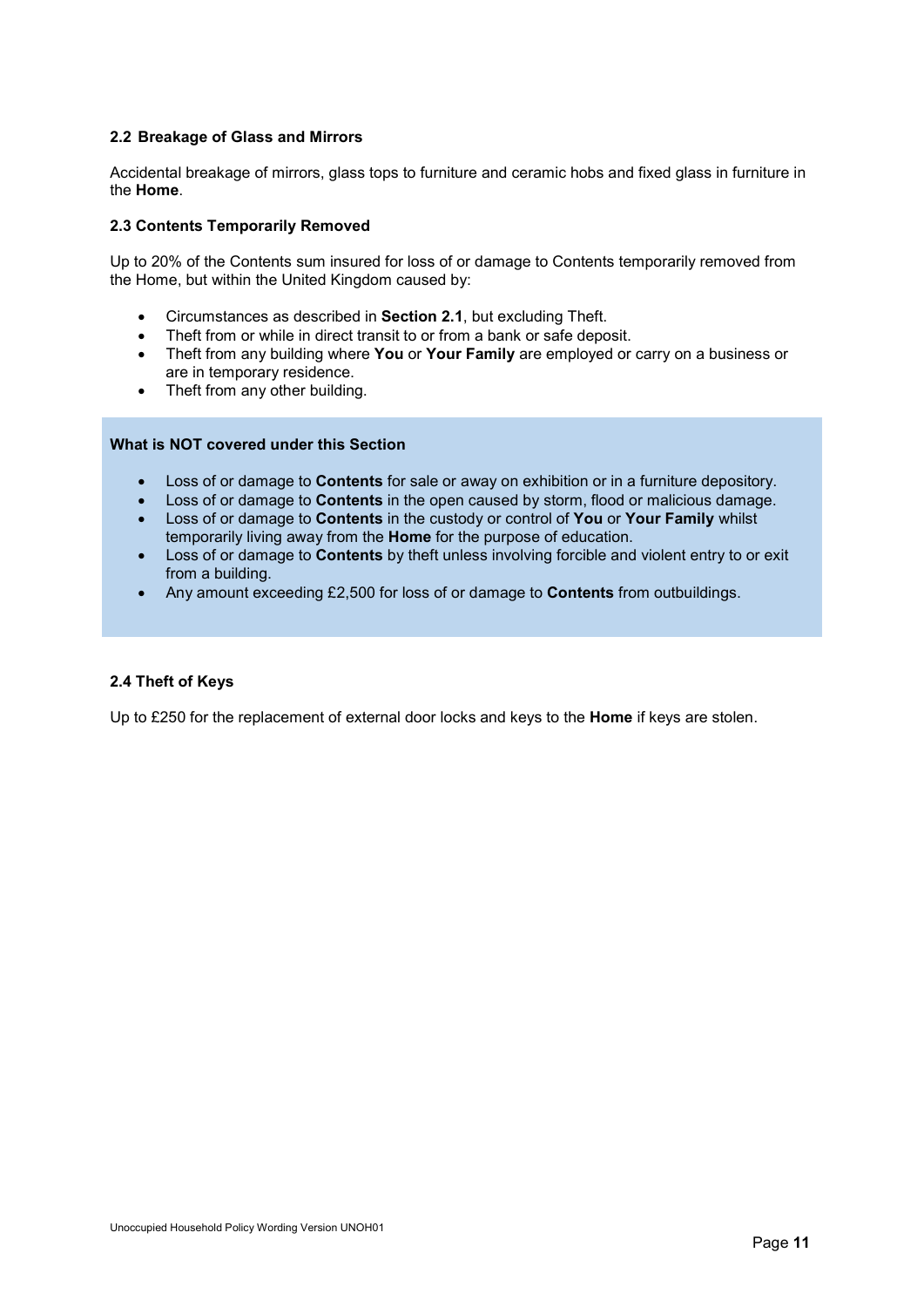### 2.2 Breakage of Glass and Mirrors

Accidental breakage of mirrors, glass tops to furniture and ceramic hobs and fixed glass in furniture in the **Home**.

### 2.3 Contents Temporarily Removed

Up to 20% of the Contents sum insured for loss of or damage to Contents temporarily removed from the Home, but within the United Kingdom caused by:

- Circumstances as described in **Section 2.1**, but excluding Theft.
- Theft from or while in direct transit to or from a bank or safe deposit.
- Theft from any building where **You** or **Your Family** are employed or carry on a business or are in temporary residence.
- Theft from any other building.

**What is NOT covered under this Section**

- Loss of or damage to **Contents** for sale or away on exhibition or in a furniture depository.
- Loss of or damage to **Contents** in the open caused by storm, flood or malicious damage.
- Loss of or damage to **Contents** in the custody or control of **You** or **Your Family** whilst temporarily living away from the **Home** for the purpose of education.
- Loss of or damage to **Contents** by theft unless involving forcible and violent entry to or exit from a building.
- Any amount exceeding £2,500 for loss of or damage to **Contents** from outbuildings.

### 2.4 Theft of Keys

Up to £250 for the replacement of external door locks and keys to the **Home** if keys are stolen.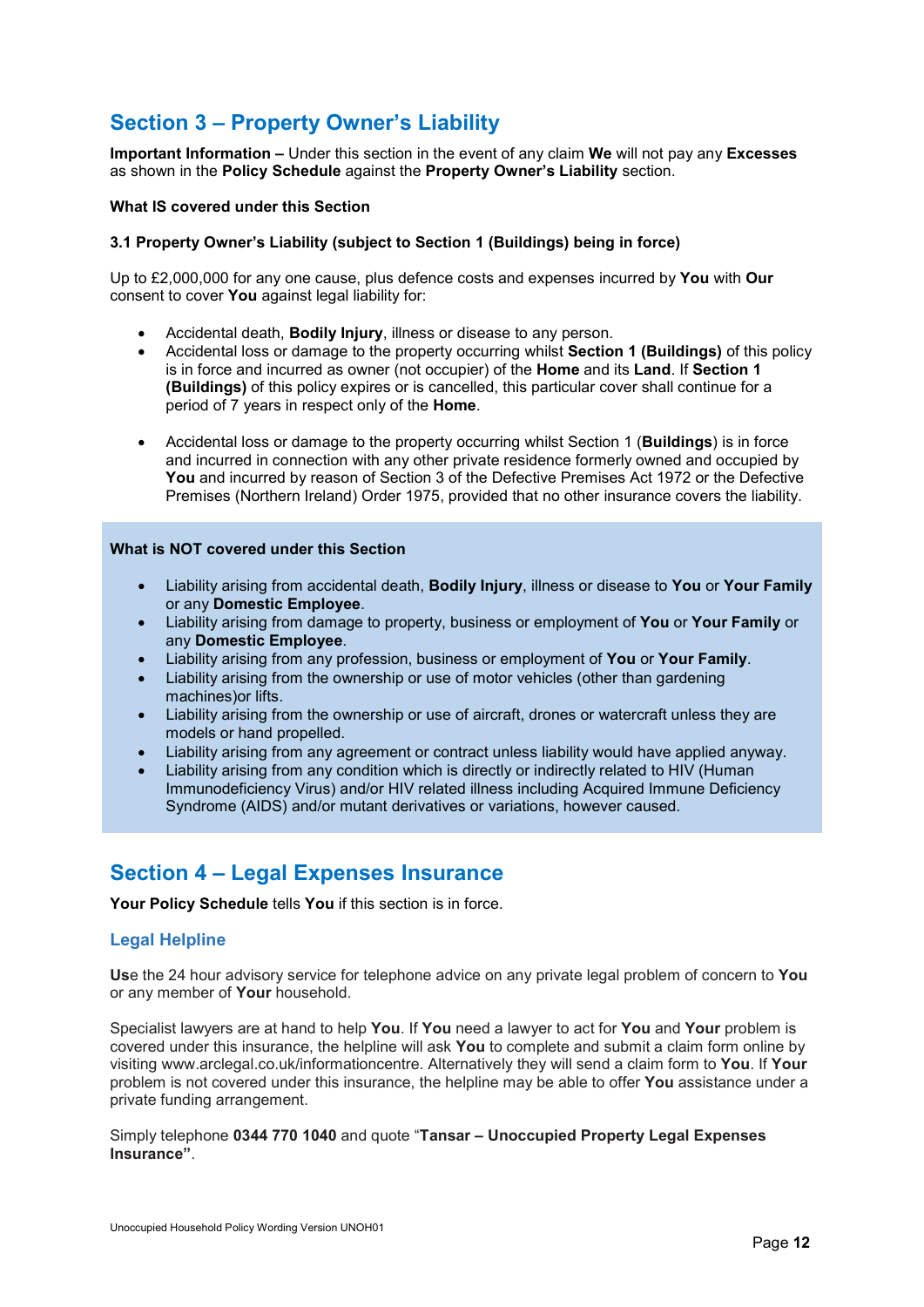## Section 3 – Property Owner's Liability

**Important Information –** Under this section in the event of any claim **We** will not pay any **Excesses** as shown in the **Policy Schedule** against the **Property Owner's Liability** section.

**What IS covered under this Section**

**3.1 Property Owner's Liability (subject to Section 1 (Buildings) being in force)**

Up to £2,000,000 for any one cause, plus defence costs and expenses incurred by **You** with **Our** consent to cover **You** against legal liability for:

- Accidental death, **Bodily Injury**, illness or disease to any person.
- Accidental loss or damage to the property occurring whilst **Section 1 (Buildings)** of this policy is in force and incurred as owner (not occupier) of the **Home** and its **Land**. If **Section 1 (Buildings)** of this policy expires or is cancelled, this particular cover shall continue for a period of 7 years in respect only of the **Home**.
- Accidental loss or damage to the property occurring whilst Section 1 (**Buildings**) is in force and incurred in connection with any other private residence formerly owned and occupied by **You** and incurred by reason of Section 3 of the Defective Premises Act 1972 or the Defective Premises (Northern Ireland) Order 1975, provided that no other insurance covers the liability.

**What is NOT covered under this Section**

- Liability arising from accidental death, **Bodily Injury**, illness or disease to **You** or **Your Family** or any **Domestic Employee**.
- Liability arising from damage to property, business or employment of **You** or **Your Family** or any **Domestic Employee**.
- Liability arising from any profession, business or employment of **You** or **Your Family**.
- Liability arising from the ownership or use of motor vehicles (other than gardening machines)or lifts.
- Liability arising from the ownership or use of aircraft, drones or watercraft unless they are models or hand propelled.
- Liability arising from any agreement or contract unless liability would have applied anyway.
- Liability arising from any condition which is directly or indirectly related to HIV (Human Immunodeficiency Virus) and/or HIV related illness including Acquired Immune Deficiency Syndrome (AIDS) and/or mutant derivatives or variations, however caused.

## Section 4 – Legal Expenses Insurance

**Your Policy Schedule** tells **You** if this section is in force.

### Legal Helpline

**Us**e the 24 hour advisory service for telephone advice on any private legal problem of concern to **You** or any member of **Your** household.

Specialist lawyers are at hand to help **You**. If **You** need a lawyer to act for **You** and **Your** problem is covered under this insurance, the helpline will ask **You** to complete and submit a claim form online by visiting www.arclegal.co.uk/informationcentre. Alternatively they will send a claim form to **You**. If **Your** problem is not covered under this insurance, the helpline may be able to offer **You** assistance under a private funding arrangement.

Simply telephone **0344 770 1040** and quote "**Tansar – Unoccupied Property Legal Expenses Insurance"**.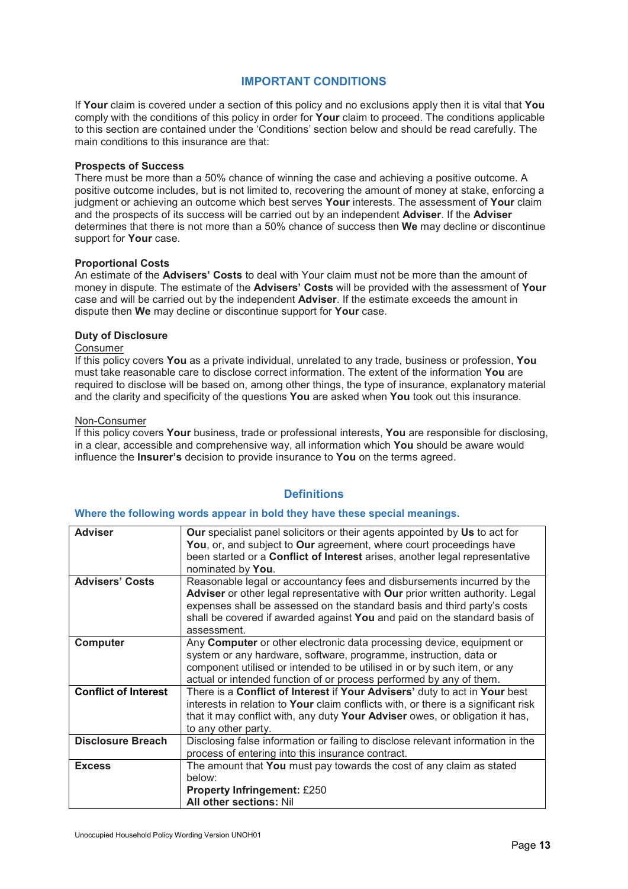## IMPORTANT CONDITIONS

If **Your** claim is covered under a section of this policy and no exclusions apply then it is vital that **You** comply with the conditions of this policy in order for **Your** claim to proceed. The conditions applicable to this section are contained under the 'Conditions' section below and should be read carefully. The main conditions to this insurance are that:

**Prospects of Success**
There must be more than a 50% chance of winning the case and achieving a positive outcome. A positive outcome includes, but is not limited to, recovering the amount of money at stake, enforcing a judgment or achieving an outcome which best serves **Your** interests. The assessment of **Your** claim and the prospects of its success will be carried out by an independent **Adviser**. If the **Adviser** determines that there is not more than a 50% chance of success then **We** may decline or discontinue support for **Your** case.

**Proportional Costs**
An estimate of the **Advisers' Costs** to deal with Your claim must not be more than the amount of money in dispute. The estimate of the **Advisers' Costs** will be provided with the assessment of **Your** case and will be carried out by the independent **Adviser**. If the estimate exceeds the amount in dispute then **We** may decline or discontinue support for **Your** case.

**Duty of Disclosure**

Consumer
If this policy covers **You** as a private individual, unrelated to any trade, business or profession, **You** must take reasonable care to disclose correct information. The extent of the information **You** are required to disclose will be based on, among other things, the type of insurance, explanatory material and the clarity and specificity of the questions **You** are asked when **You** took out this insurance.

Non-Consumer
If this policy covers **Your** business, trade or professional interests, **You** are responsible for disclosing, in a clear, accessible and comprehensive way, all information which **You** should be aware would influence the **Insurer's** decision to provide insurance to **You** on the terms agreed.

## Definitions

**Where the following words appear in bold they have these special meanings.**

| | |
|---|---|
| **Adviser** | **Our** specialist panel solicitors or their agents appointed by **Us** to act for **You**, or, and subject to **Our** agreement, where court proceedings have been started or a **Conflict of Interest** arises, another legal representative nominated by **You**. |
| **Advisers' Costs** | Reasonable legal or accountancy fees and disbursements incurred by the **Adviser** or other legal representative with **Our** prior written authority. Legal expenses shall be assessed on the standard basis and third party's costs shall be covered if awarded against **You** and paid on the standard basis of assessment. |
| **Computer** | Any **Computer** or other electronic data processing device, equipment or system or any hardware, software, programme, instruction, data or component utilised or intended to be utilised in or by such item, or any actual or intended function of or process performed by any of them. |
| **Conflict of Interest** | There is a **Conflict of Interest** if **Your Advisers'** duty to act in **Your** best interests in relation to **Your** claim conflicts with, or there is a significant risk that it may conflict with, any duty **Your Adviser** owes, or obligation it has, to any other party. |
| **Disclosure Breach** | Disclosing false information or failing to disclose relevant information in the process of entering into this insurance contract. |
| **Excess** | The amount that **You** must pay towards the cost of any claim as stated below:<br>**Property Infringement:** £250<br>**All other sections:** Nil |

Unoccupied Household Policy Wording Version UNOH01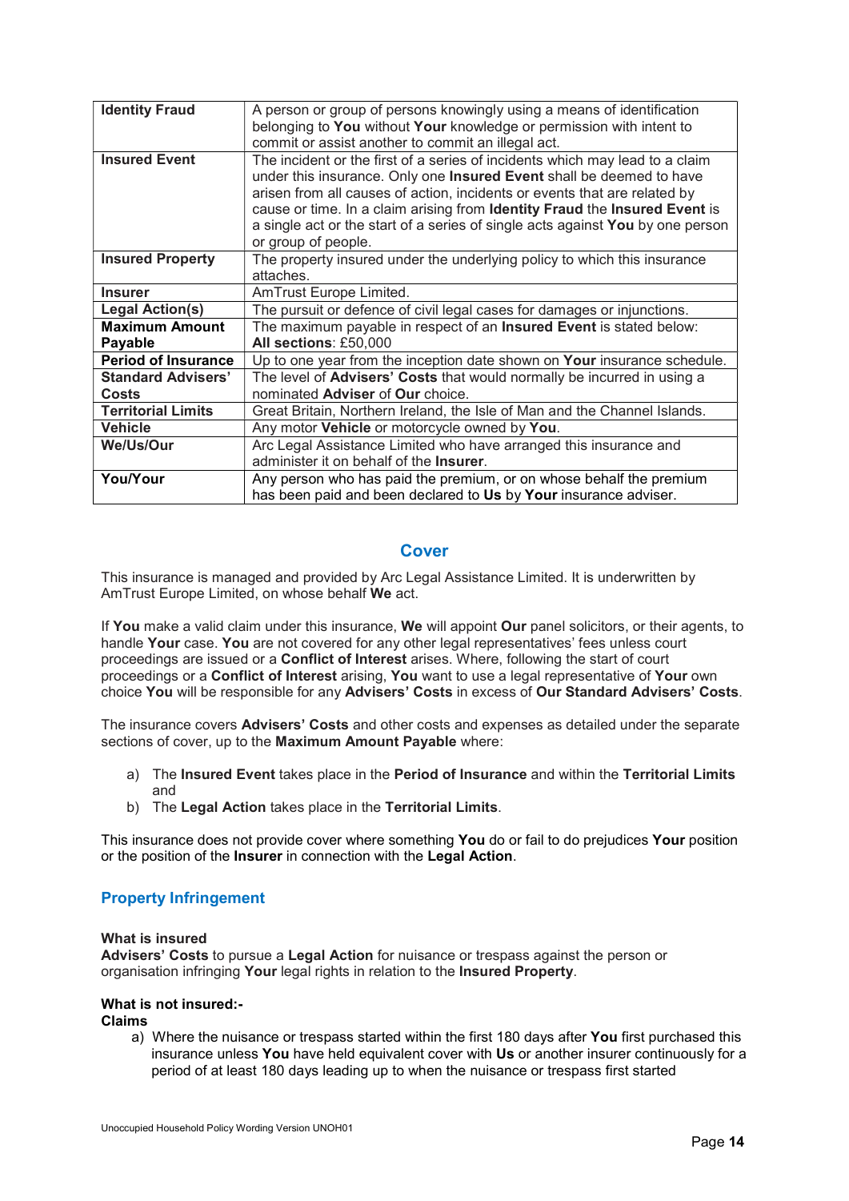| | |
|---|---|
| **Identity Fraud** | A person or group of persons knowingly using a means of identification belonging to **You** without **Your** knowledge or permission with intent to commit or assist another to commit an illegal act. |
| **Insured Event** | The incident or the first of a series of incidents which may lead to a claim under this insurance. Only one **Insured Event** shall be deemed to have arisen from all causes of action, incidents or events that are related by cause or time. In a claim arising from **Identity Fraud** the **Insured Event** is a single act or the start of a series of single acts against **You** by one person or group of people. |
| **Insured Property** | The property insured under the underlying policy to which this insurance attaches. |
| **Insurer** | AmTrust Europe Limited. |
| **Legal Action(s)** | The pursuit or defence of civil legal cases for damages or injunctions. |
| **Maximum Amount Payable** | The maximum payable in respect of an **Insured Event** is stated below: **All sections**: £50,000 |
| **Period of Insurance** | Up to one year from the inception date shown on **Your** insurance schedule. |
| **Standard Advisers' Costs** | The level of **Advisers' Costs** that would normally be incurred in using a nominated **Adviser** of **Our** choice. |
| **Territorial Limits** | Great Britain, Northern Ireland, the Isle of Man and the Channel Islands. |
| **Vehicle** | Any motor **Vehicle** or motorcycle owned by **You**. |
| **We/Us/Our** | Arc Legal Assistance Limited who have arranged this insurance and administer it on behalf of the **Insurer**. |
| **You/Your** | Any person who has paid the premium, or on whose behalf the premium has been paid and been declared to **Us** by **Your** insurance adviser. |

## Cover

This insurance is managed and provided by Arc Legal Assistance Limited. It is underwritten by AmTrust Europe Limited, on whose behalf **We** act.

If **You** make a valid claim under this insurance, **We** will appoint **Our** panel solicitors, or their agents, to handle **Your** case. **You** are not covered for any other legal representatives' fees unless court proceedings are issued or a **Conflict of Interest** arises. Where, following the start of court proceedings or a **Conflict of Interest** arising, **You** want to use a legal representative of **Your** own choice **You** will be responsible for any **Advisers' Costs** in excess of **Our Standard Advisers' Costs**.

The insurance covers **Advisers' Costs** and other costs and expenses as detailed under the separate sections of cover, up to the **Maximum Amount Payable** where:

a) The **Insured Event** takes place in the **Period of Insurance** and within the **Territorial Limits** and
b) The **Legal Action** takes place in the **Territorial Limits**.

This insurance does not provide cover where something **You** do or fail to do prejudices **Your** position or the position of the **Insurer** in connection with the **Legal Action**.

### Property Infringement

**What is insured**

**Advisers' Costs** to pursue a **Legal Action** for nuisance or trespass against the person or organisation infringing **Your** legal rights in relation to the **Insured Property**.

**What is not insured:-**

**Claims**

a) Where the nuisance or trespass started within the first 180 days after **You** first purchased this insurance unless **You** have held equivalent cover with **Us** or another insurer continuously for a period of at least 180 days leading up to when the nuisance or trespass first started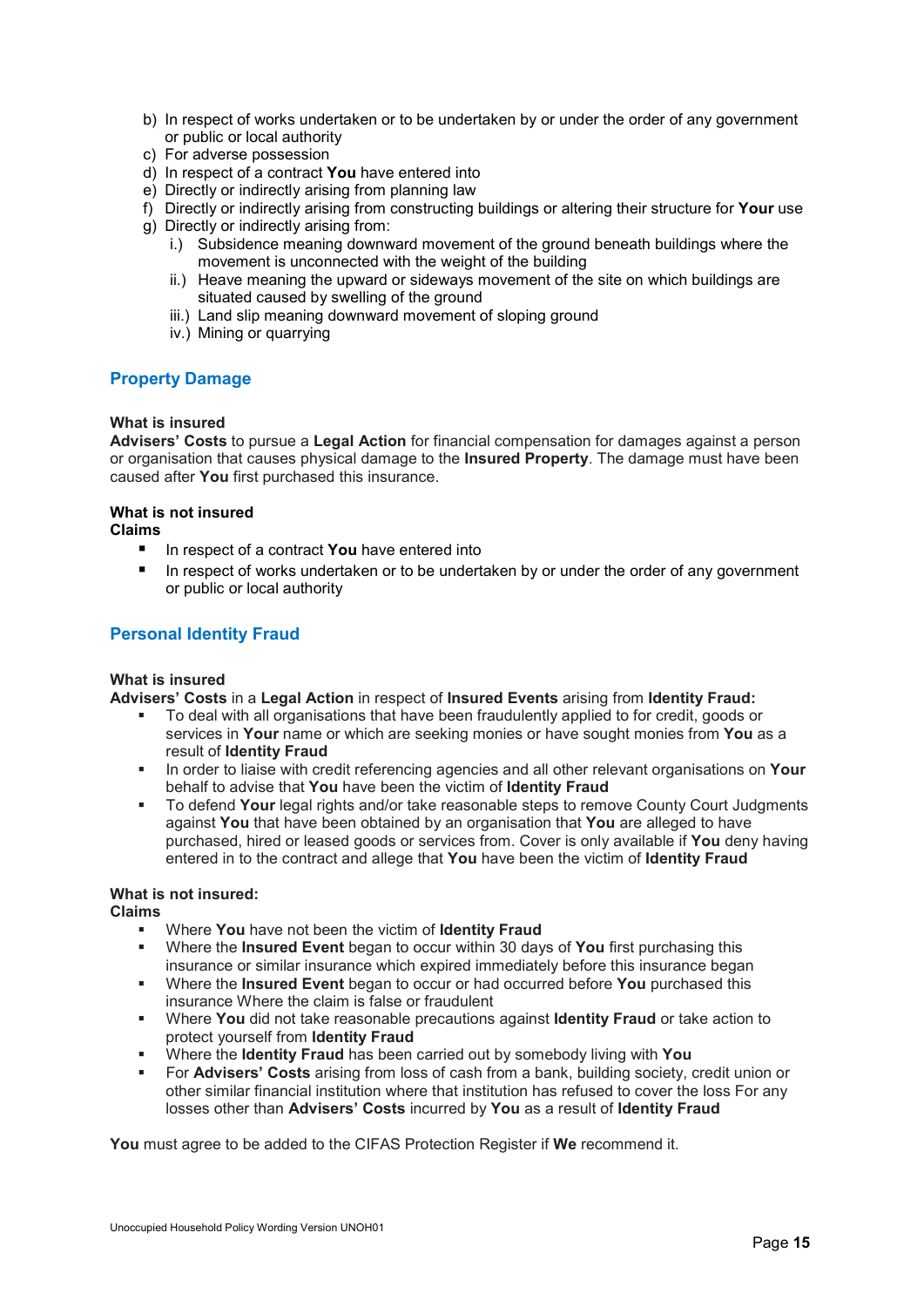b) In respect of works undertaken or to be undertaken by or under the order of any government or public or local authority
c) For adverse possession
d) In respect of a contract **You** have entered into
e) Directly or indirectly arising from planning law
f) Directly or indirectly arising from constructing buildings or altering their structure for **Your** use
g) Directly or indirectly arising from:
   i.) Subsidence meaning downward movement of the ground beneath buildings where the movement is unconnected with the weight of the building
   ii.) Heave meaning the upward or sideways movement of the site on which buildings are situated caused by swelling of the ground
   iii.) Land slip meaning downward movement of sloping ground
   iv.) Mining or quarrying

## Property Damage

**What is insured**
**Advisers' Costs** to pursue a **Legal Action** for financial compensation for damages against a person or organisation that causes physical damage to the **Insured Property**. The damage must have been caused after **You** first purchased this insurance.

**What is not insured**
**Claims**

- In respect of a contract **You** have entered into
- In respect of works undertaken or to be undertaken by or under the order of any government or public or local authority

## Personal Identity Fraud

**What is insured**
**Advisers' Costs** in a **Legal Action** in respect of **Insured Events** arising from **Identity Fraud:**

- To deal with all organisations that have been fraudulently applied to for credit, goods or services in **Your** name or which are seeking monies or have sought monies from **You** as a result of **Identity Fraud**
- In order to liaise with credit referencing agencies and all other relevant organisations on **Your** behalf to advise that **You** have been the victim of **Identity Fraud**
- To defend **Your** legal rights and/or take reasonable steps to remove County Court Judgments against **You** that have been obtained by an organisation that **You** are alleged to have purchased, hired or leased goods or services from. Cover is only available if **You** deny having entered in to the contract and allege that **You** have been the victim of **Identity Fraud**

**What is not insured:**
**Claims**

- Where **You** have not been the victim of **Identity Fraud**
- Where the **Insured Event** began to occur within 30 days of **You** first purchasing this insurance or similar insurance which expired immediately before this insurance began
- Where the **Insured Event** began to occur or had occurred before **You** purchased this insurance Where the claim is false or fraudulent
- Where **You** did not take reasonable precautions against **Identity Fraud** or take action to protect yourself from **Identity Fraud**
- Where the **Identity Fraud** has been carried out by somebody living with **You**
- For **Advisers' Costs** arising from loss of cash from a bank, building society, credit union or other similar financial institution where that institution has refused to cover the loss For any losses other than **Advisers' Costs** incurred by **You** as a result of **Identity Fraud**

**You** must agree to be added to the CIFAS Protection Register if **We** recommend it.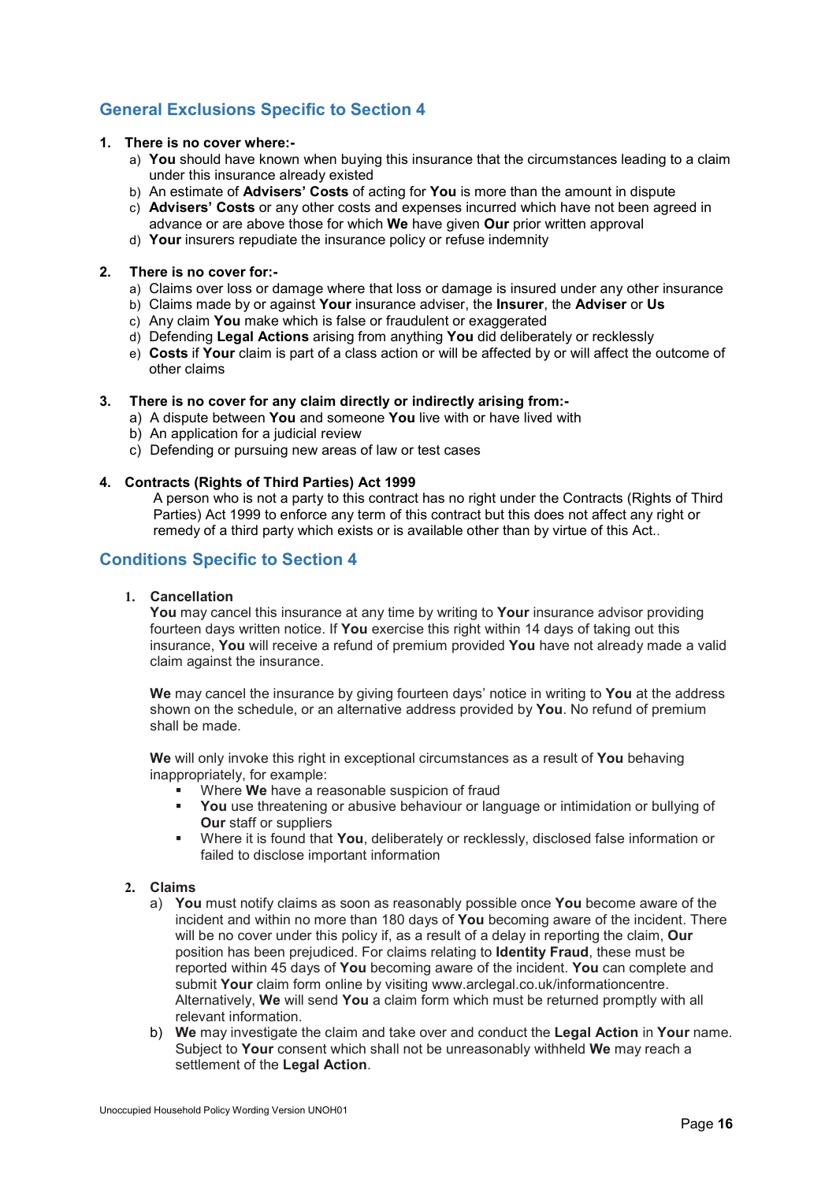## General Exclusions Specific to Section 4

**1. There is no cover where:-**

a) **You** should have known when buying this insurance that the circumstances leading to a claim under this insurance already existed
b) An estimate of **Advisers' Costs** of acting for **You** is more than the amount in dispute
c) **Advisers' Costs** or any other costs and expenses incurred which have not been agreed in advance or are above those for which **We** have given **Our** prior written approval
d) **Your** insurers repudiate the insurance policy or refuse indemnity

**2. There is no cover for:-**

a) Claims over loss or damage where that loss or damage is insured under any other insurance
b) Claims made by or against **Your** insurance adviser, the **Insurer**, the **Adviser** or **Us**
c) Any claim **You** make which is false or fraudulent or exaggerated
d) Defending **Legal Actions** arising from anything **You** did deliberately or recklessly
e) **Costs** if **Your** claim is part of a class action or will be affected by or will affect the outcome of other claims

**3. There is no cover for any claim directly or indirectly arising from:-**

a) A dispute between **You** and someone **You** live with or have lived with
b) An application for a judicial review
c) Defending or pursuing new areas of law or test cases

**4. Contracts (Rights of Third Parties) Act 1999**

A person who is not a party to this contract has no right under the Contracts (Rights of Third Parties) Act 1999 to enforce any term of this contract but this does not affect any right or remedy of a third party which exists or is available other than by virtue of this Act..

## Conditions Specific to Section 4

**1. Cancellation**

**You** may cancel this insurance at any time by writing to **Your** insurance advisor providing fourteen days written notice. If **You** exercise this right within 14 days of taking out this insurance, **You** will receive a refund of premium provided **You** have not already made a valid claim against the insurance.

**We** may cancel the insurance by giving fourteen days' notice in writing to **You** at the address shown on the schedule, or an alternative address provided by **You**. No refund of premium shall be made.

**We** will only invoke this right in exceptional circumstances as a result of **You** behaving inappropriately, for example:

- Where **We** have a reasonable suspicion of fraud
- **You** use threatening or abusive behaviour or language or intimidation or bullying of **Our** staff or suppliers
- Where it is found that **You**, deliberately or recklessly, disclosed false information or failed to disclose important information

**2. Claims**

a) **You** must notify claims as soon as reasonably possible once **You** become aware of the incident and within no more than 180 days of **You** becoming aware of the incident. There will be no cover under this policy if, as a result of a delay in reporting the claim, **Our** position has been prejudiced. For claims relating to **Identity Fraud**, these must be reported within 45 days of **You** becoming aware of the incident. **You** can complete and submit **Your** claim form online by visiting www.arclegal.co.uk/informationcentre. Alternatively, **We** will send **You** a claim form which must be returned promptly with all relevant information.
b) **We** may investigate the claim and take over and conduct the **Legal Action** in **Your** name. Subject to **Your** consent which shall not be unreasonably withheld **We** may reach a settlement of the **Legal Action**.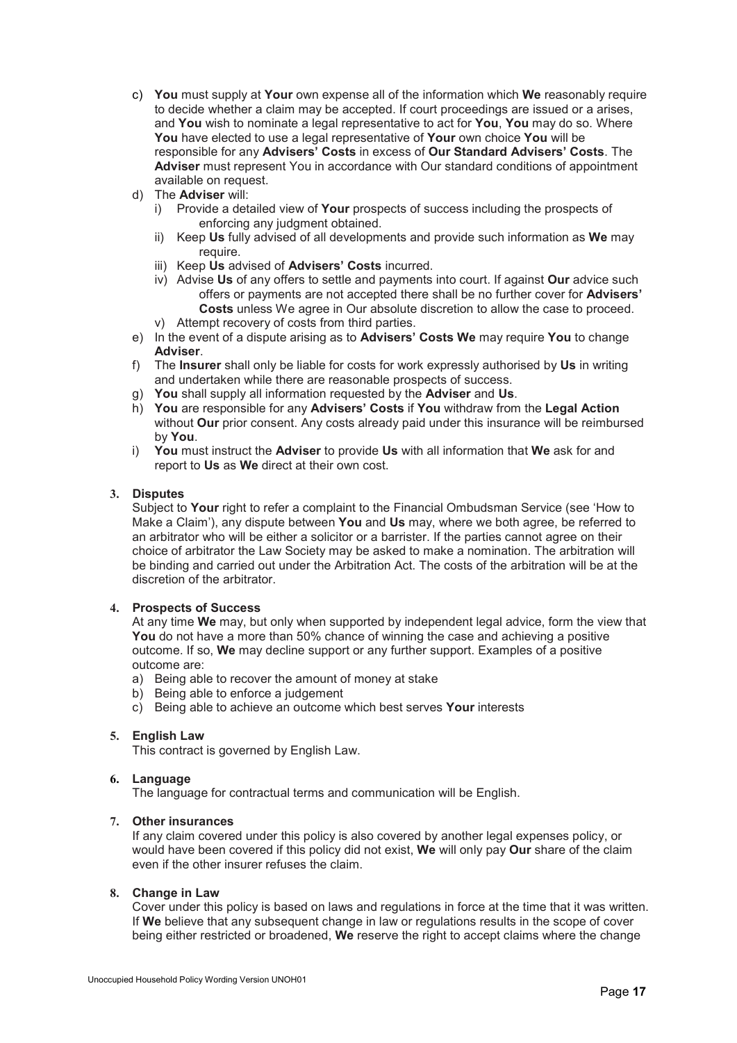c) **You** must supply at **Your** own expense all of the information which **We** reasonably require to decide whether a claim may be accepted. If court proceedings are issued or a arises, and **You** wish to nominate a legal representative to act for **You**, **You** may do so. Where **You** have elected to use a legal representative of **Your** own choice **You** will be responsible for any **Advisers' Costs** in excess of **Our Standard Advisers' Costs**. The **Adviser** must represent You in accordance with Our standard conditions of appointment available on request.

d) The **Adviser** will:
   i) Provide a detailed view of **Your** prospects of success including the prospects of enforcing any judgment obtained.
   ii) Keep **Us** fully advised of all developments and provide such information as **We** may require.
   iii) Keep **Us** advised of **Advisers' Costs** incurred.
   iv) Advise **Us** of any offers to settle and payments into court. If against **Our** advice such offers or payments are not accepted there shall be no further cover for **Advisers' Costs** unless We agree in Our absolute discretion to allow the case to proceed.
   v) Attempt recovery of costs from third parties.

e) In the event of a dispute arising as to **Advisers' Costs We** may require **You** to change **Adviser**.

f) The **Insurer** shall only be liable for costs for work expressly authorised by **Us** in writing and undertaken while there are reasonable prospects of success.

g) **You** shall supply all information requested by the **Adviser** and **Us**.

h) **You** are responsible for any **Advisers' Costs** if **You** withdraw from the **Legal Action** without **Our** prior consent. Any costs already paid under this insurance will be reimbursed by **You**.

i) **You** must instruct the **Adviser** to provide **Us** with all information that **We** ask for and report to **Us** as **We** direct at their own cost.

**3. Disputes**

Subject to **Your** right to refer a complaint to the Financial Ombudsman Service (see 'How to Make a Claim'), any dispute between **You** and **Us** may, where we both agree, be referred to an arbitrator who will be either a solicitor or a barrister. If the parties cannot agree on their choice of arbitrator the Law Society may be asked to make a nomination. The arbitration will be binding and carried out under the Arbitration Act. The costs of the arbitration will be at the discretion of the arbitrator.

**4. Prospects of Success**

At any time **We** may, but only when supported by independent legal advice, form the view that **You** do not have a more than 50% chance of winning the case and achieving a positive outcome. If so, **We** may decline support or any further support. Examples of a positive outcome are:

a) Being able to recover the amount of money at stake
b) Being able to enforce a judgement
c) Being able to achieve an outcome which best serves **Your** interests

**5. English Law**

This contract is governed by English Law.

**6. Language**

The language for contractual terms and communication will be English.

**7. Other insurances**

If any claim covered under this policy is also covered by another legal expenses policy, or would have been covered if this policy did not exist, **We** will only pay **Our** share of the claim even if the other insurer refuses the claim.

**8. Change in Law**

Cover under this policy is based on laws and regulations in force at the time that it was written. If **We** believe that any subsequent change in law or regulations results in the scope of cover being either restricted or broadened, **We** reserve the right to accept claims where the change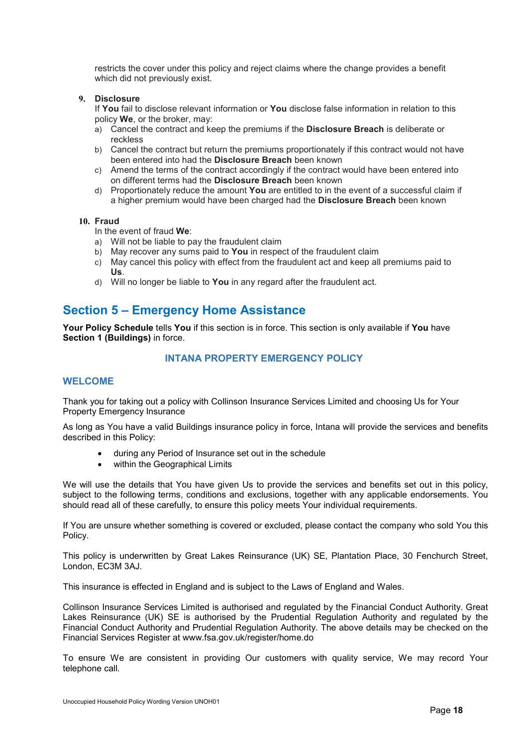restricts the cover under this policy and reject claims where the change provides a benefit which did not previously exist.

**9. Disclosure**

If **You** fail to disclose relevant information or **You** disclose false information in relation to this policy **We**, or the broker, may:

a) Cancel the contract and keep the premiums if the **Disclosure Breach** is deliberate or reckless
b) Cancel the contract but return the premiums proportionately if this contract would not have been entered into had the **Disclosure Breach** been known
c) Amend the terms of the contract accordingly if the contract would have been entered into on different terms had the **Disclosure Breach** been known
d) Proportionately reduce the amount **You** are entitled to in the event of a successful claim if a higher premium would have been charged had the **Disclosure Breach** been known

**10. Fraud**

In the event of fraud **We**:

a) Will not be liable to pay the fraudulent claim
b) May recover any sums paid to **You** in respect of the fraudulent claim
c) May cancel this policy with effect from the fraudulent act and keep all premiums paid to **Us**.
d) Will no longer be liable to **You** in any regard after the fraudulent act.

## Section 5 – Emergency Home Assistance

**Your Policy Schedule** tells **You** if this section is in force. This section is only available if **You** have **Section 1 (Buildings)** in force.

### INTANA PROPERTY EMERGENCY POLICY

### WELCOME

Thank you for taking out a policy with Collinson Insurance Services Limited and choosing Us for Your Property Emergency Insurance

As long as You have a valid Buildings insurance policy in force, Intana will provide the services and benefits described in this Policy:

- during any Period of Insurance set out in the schedule
- within the Geographical Limits

We will use the details that You have given Us to provide the services and benefits set out in this policy, subject to the following terms, conditions and exclusions, together with any applicable endorsements. You should read all of these carefully, to ensure this policy meets Your individual requirements.

If You are unsure whether something is covered or excluded, please contact the company who sold You this Policy.

This policy is underwritten by Great Lakes Reinsurance (UK) SE, Plantation Place, 30 Fenchurch Street, London, EC3M 3AJ.

This insurance is effected in England and is subject to the Laws of England and Wales.

Collinson Insurance Services Limited is authorised and regulated by the Financial Conduct Authority. Great Lakes Reinsurance (UK) SE is authorised by the Prudential Regulation Authority and regulated by the Financial Conduct Authority and Prudential Regulation Authority. The above details may be checked on the Financial Services Register at www.fsa.gov.uk/register/home.do

To ensure We are consistent in providing Our customers with quality service, We may record Your telephone call.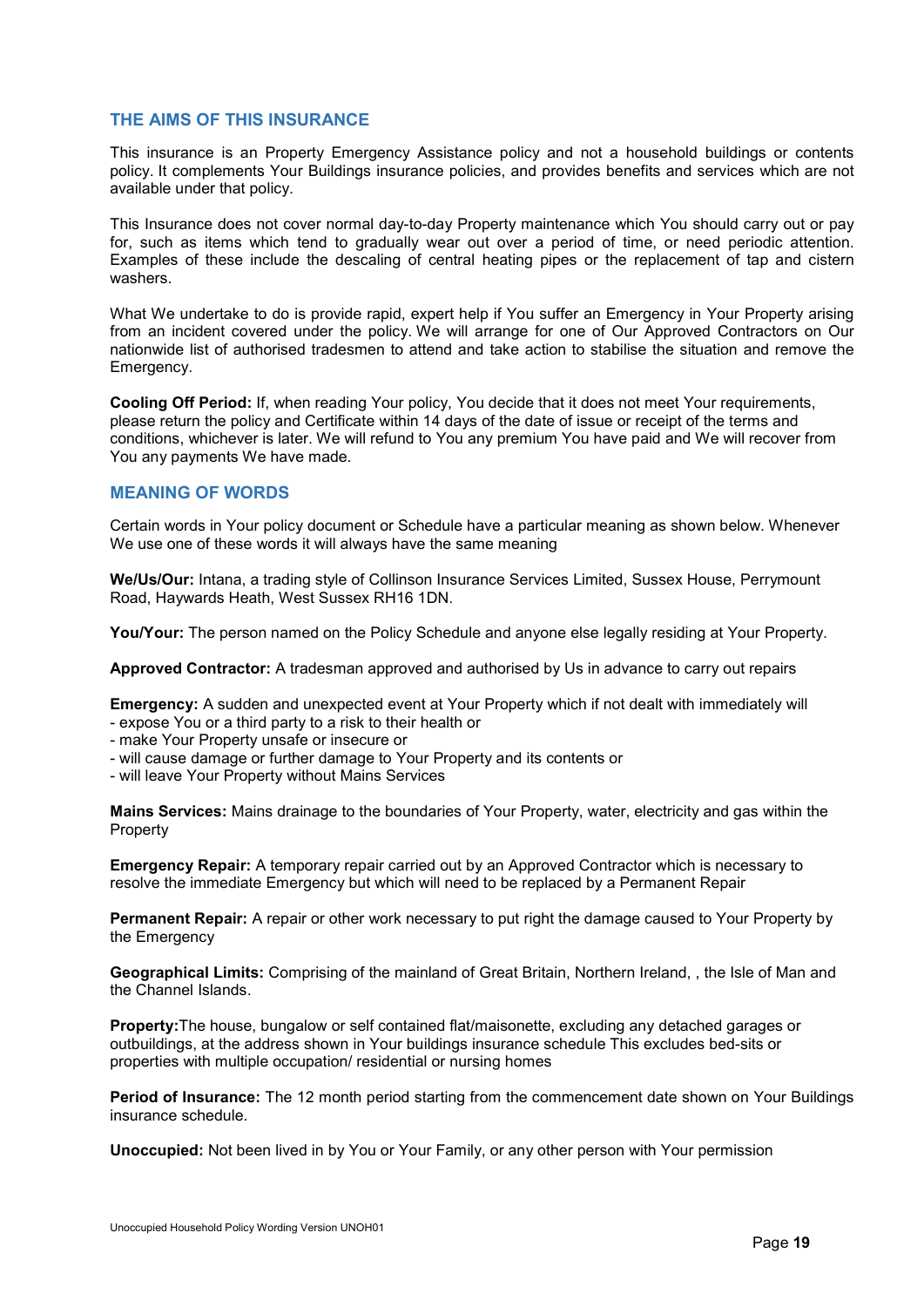## THE AIMS OF THIS INSURANCE

This insurance is an Property Emergency Assistance policy and not a household buildings or contents policy. It complements Your Buildings insurance policies, and provides benefits and services which are not available under that policy.

This Insurance does not cover normal day-to-day Property maintenance which You should carry out or pay for, such as items which tend to gradually wear out over a period of time, or need periodic attention. Examples of these include the descaling of central heating pipes or the replacement of tap and cistern washers.

What We undertake to do is provide rapid, expert help if You suffer an Emergency in Your Property arising from an incident covered under the policy. We will arrange for one of Our Approved Contractors on Our nationwide list of authorised tradesmen to attend and take action to stabilise the situation and remove the Emergency.

**Cooling Off Period:** If, when reading Your policy, You decide that it does not meet Your requirements, please return the policy and Certificate within 14 days of the date of issue or receipt of the terms and conditions, whichever is later. We will refund to You any premium You have paid and We will recover from You any payments We have made.

## MEANING OF WORDS

Certain words in Your policy document or Schedule have a particular meaning as shown below. Whenever We use one of these words it will always have the same meaning

**We/Us/Our:** Intana, a trading style of Collinson Insurance Services Limited, Sussex House, Perrymount Road, Haywards Heath, West Sussex RH16 1DN.

**You/Your:** The person named on the Policy Schedule and anyone else legally residing at Your Property.

**Approved Contractor:** A tradesman approved and authorised by Us in advance to carry out repairs

**Emergency:** A sudden and unexpected event at Your Property which if not dealt with immediately will
- expose You or a third party to a risk to their health or
- make Your Property unsafe or insecure or
- will cause damage or further damage to Your Property and its contents or
- will leave Your Property without Mains Services

**Mains Services:** Mains drainage to the boundaries of Your Property, water, electricity and gas within the Property

**Emergency Repair:** A temporary repair carried out by an Approved Contractor which is necessary to resolve the immediate Emergency but which will need to be replaced by a Permanent Repair

**Permanent Repair:** A repair or other work necessary to put right the damage caused to Your Property by the Emergency

**Geographical Limits:** Comprising of the mainland of Great Britain, Northern Ireland, , the Isle of Man and the Channel Islands.

**Property:**The house, bungalow or self contained flat/maisonette, excluding any detached garages or outbuildings, at the address shown in Your buildings insurance schedule This excludes bed-sits or properties with multiple occupation/ residential or nursing homes

**Period of Insurance:** The 12 month period starting from the commencement date shown on Your Buildings insurance schedule.

**Unoccupied:** Not been lived in by You or Your Family, or any other person with Your permission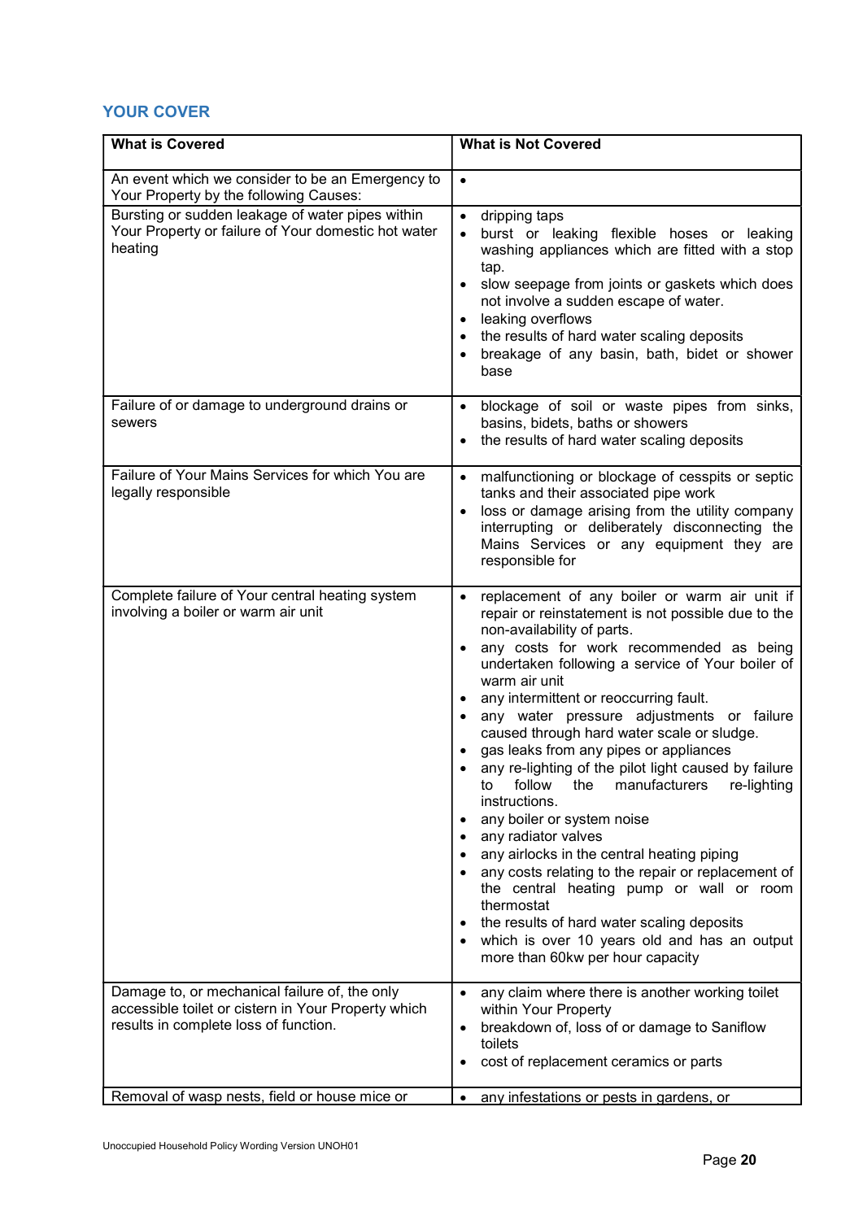## YOUR COVER

| What is Covered | What is Not Covered |
|---|---|
| An event which we consider to be an Emergency to Your Property by the following Causes: | • |
| Bursting or sudden leakage of water pipes within Your Property or failure of Your domestic hot water heating | • dripping taps<br>• burst or leaking flexible hoses or leaking washing appliances which are fitted with a stop tap.<br>• slow seepage from joints or gaskets which does not involve a sudden escape of water.<br>• leaking overflows<br>• the results of hard water scaling deposits<br>• breakage of any basin, bath, bidet or shower base |
| Failure of or damage to underground drains or sewers | • blockage of soil or waste pipes from sinks, basins, bidets, baths or showers<br>• the results of hard water scaling deposits |
| Failure of Your Mains Services for which You are legally responsible | • malfunctioning or blockage of cesspits or septic tanks and their associated pipe work<br>• loss or damage arising from the utility company interrupting or deliberately disconnecting the Mains Services or any equipment they are responsible for |
| Complete failure of Your central heating system involving a boiler or warm air unit | • replacement of any boiler or warm air unit if repair or reinstatement is not possible due to the non-availability of parts.<br>• any costs for work recommended as being undertaken following a service of Your boiler of warm air unit<br>• any intermittent or reoccurring fault.<br>• any water pressure adjustments or failure caused through hard water scale or sludge.<br>• gas leaks from any pipes or appliances<br>• any re-lighting of the pilot light caused by failure to follow the manufacturers re-lighting instructions.<br>• any boiler or system noise<br>• any radiator valves<br>• any airlocks in the central heating piping<br>• any costs relating to the repair or replacement of the central heating pump or wall or room thermostat<br>• the results of hard water scaling deposits<br>• which is over 10 years old and has an output more than 60kw per hour capacity |
| Damage to, or mechanical failure of, the only accessible toilet or cistern in Your Property which results in complete loss of function. | • any claim where there is another working toilet within Your Property<br>• breakdown of, loss of or damage to Saniflow toilets<br>• cost of replacement ceramics or parts |
| Removal of wasp nests, field or house mice or | • any infestations or pests in gardens, or |

Unoccupied Household Policy Wording Version UNOH01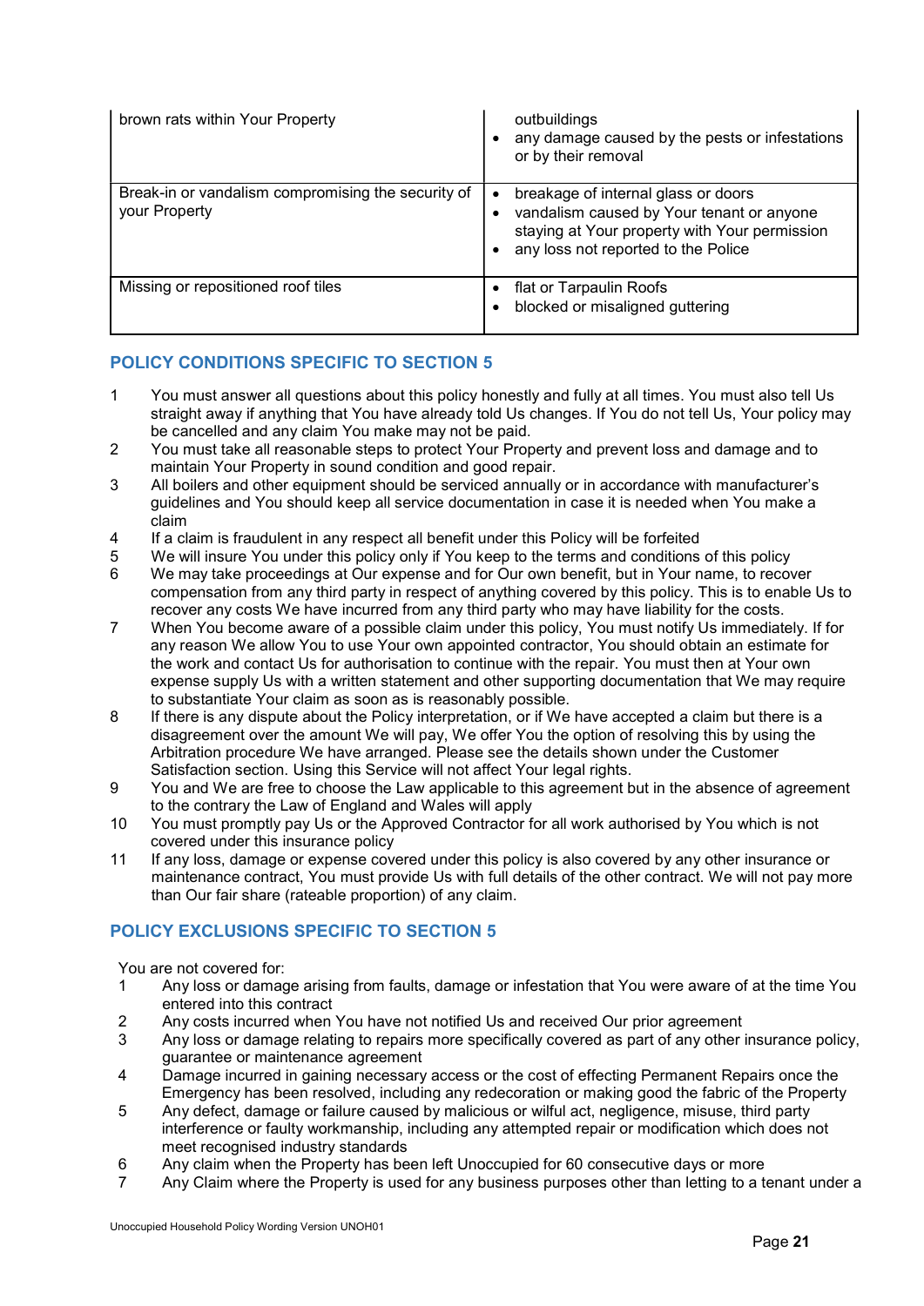| | |
|---|---|
| brown rats within Your Property | outbuildings<br>• any damage caused by the pests or infestations or by their removal |
| Break-in or vandalism compromising the security of your Property | • breakage of internal glass or doors<br>• vandalism caused by Your tenant or anyone staying at Your property with Your permission<br>• any loss not reported to the Police |
| Missing or repositioned roof tiles | • flat or Tarpaulin Roofs<br>• blocked or misaligned guttering |

## POLICY CONDITIONS SPECIFIC TO SECTION 5

1. You must answer all questions about this policy honestly and fully at all times. You must also tell Us straight away if anything that You have already told Us changes. If You do not tell Us, Your policy may be cancelled and any claim You make may not be paid.
2. You must take all reasonable steps to protect Your Property and prevent loss and damage and to maintain Your Property in sound condition and good repair.
3. All boilers and other equipment should be serviced annually or in accordance with manufacturer's guidelines and You should keep all service documentation in case it is needed when You make a claim
4. If a claim is fraudulent in any respect all benefit under this Policy will be forfeited
5. We will insure You under this policy only if You keep to the terms and conditions of this policy
6. We may take proceedings at Our expense and for Our own benefit, but in Your name, to recover compensation from any third party in respect of anything covered by this policy. This is to enable Us to recover any costs We have incurred from any third party who may have liability for the costs.
7. When You become aware of a possible claim under this policy, You must notify Us immediately. If for any reason We allow You to use Your own appointed contractor, You should obtain an estimate for the work and contact Us for authorisation to continue with the repair. You must then at Your own expense supply Us with a written statement and other supporting documentation that We may require to substantiate Your claim as soon as is reasonably possible.
8. If there is any dispute about the Policy interpretation, or if We have accepted a claim but there is a disagreement over the amount We will pay, We offer You the option of resolving this by using the Arbitration procedure We have arranged. Please see the details shown under the Customer Satisfaction section. Using this Service will not affect Your legal rights.
9. You and We are free to choose the Law applicable to this agreement but in the absence of agreement to the contrary the Law of England and Wales will apply
10. You must promptly pay Us or the Approved Contractor for all work authorised by You which is not covered under this insurance policy
11. If any loss, damage or expense covered under this policy is also covered by any other insurance or maintenance contract, You must provide Us with full details of the other contract. We will not pay more than Our fair share (rateable proportion) of any claim.

## POLICY EXCLUSIONS SPECIFIC TO SECTION 5

You are not covered for:

1. Any loss or damage arising from faults, damage or infestation that You were aware of at the time You entered into this contract
2. Any costs incurred when You have not notified Us and received Our prior agreement
3. Any loss or damage relating to repairs more specifically covered as part of any other insurance policy, guarantee or maintenance agreement
4. Damage incurred in gaining necessary access or the cost of effecting Permanent Repairs once the Emergency has been resolved, including any redecoration or making good the fabric of the Property
5. Any defect, damage or failure caused by malicious or wilful act, negligence, misuse, third party interference or faulty workmanship, including any attempted repair or modification which does not meet recognised industry standards
6. Any claim when the Property has been left Unoccupied for 60 consecutive days or more
7. Any Claim where the Property is used for any business purposes other than letting to a tenant under a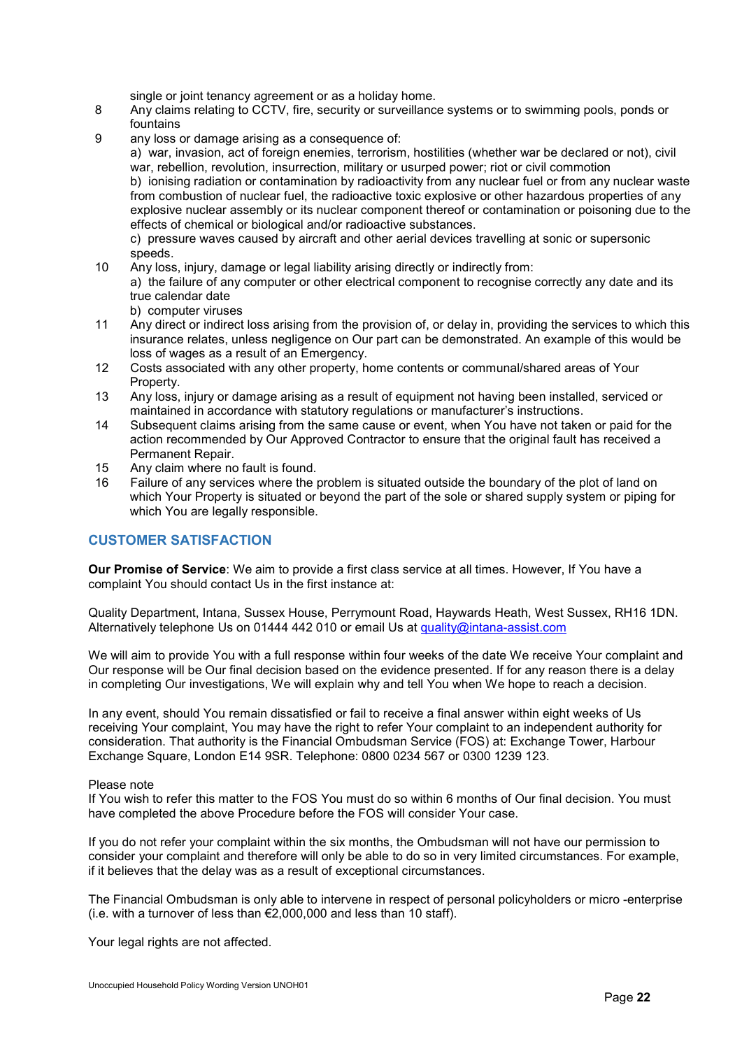single or joint tenancy agreement or as a holiday home.

8. Any claims relating to CCTV, fire, security or surveillance systems or to swimming pools, ponds or fountains
9. any loss or damage arising as a consequence of:
   a) war, invasion, act of foreign enemies, terrorism, hostilities (whether war be declared or not), civil war, rebellion, revolution, insurrection, military or usurped power; riot or civil commotion
   b) ionising radiation or contamination by radioactivity from any nuclear fuel or from any nuclear waste from combustion of nuclear fuel, the radioactive toxic explosive or other hazardous properties of any explosive nuclear assembly or its nuclear component thereof or contamination or poisoning due to the effects of chemical or biological and/or radioactive substances.
   c) pressure waves caused by aircraft and other aerial devices travelling at sonic or supersonic speeds.
10. Any loss, injury, damage or legal liability arising directly or indirectly from:
    a) the failure of any computer or other electrical component to recognise correctly any date and its true calendar date
    b) computer viruses
11. Any direct or indirect loss arising from the provision of, or delay in, providing the services to which this insurance relates, unless negligence on Our part can be demonstrated. An example of this would be loss of wages as a result of an Emergency.
12. Costs associated with any other property, home contents or communal/shared areas of Your Property.
13. Any loss, injury or damage arising as a result of equipment not having been installed, serviced or maintained in accordance with statutory regulations or manufacturer's instructions.
14. Subsequent claims arising from the same cause or event, when You have not taken or paid for the action recommended by Our Approved Contractor to ensure that the original fault has received a Permanent Repair.
15. Any claim where no fault is found.
16. Failure of any services where the problem is situated outside the boundary of the plot of land on which Your Property is situated or beyond the part of the sole or shared supply system or piping for which You are legally responsible.

## CUSTOMER SATISFACTION

**Our Promise of Service**: We aim to provide a first class service at all times. However, If You have a complaint You should contact Us in the first instance at:

Quality Department, Intana, Sussex House, Perrymount Road, Haywards Heath, West Sussex, RH16 1DN. Alternatively telephone Us on 01444 442 010 or email Us at quality@intana-assist.com

We will aim to provide You with a full response within four weeks of the date We receive Your complaint and Our response will be Our final decision based on the evidence presented. If for any reason there is a delay in completing Our investigations, We will explain why and tell You when We hope to reach a decision.

In any event, should You remain dissatisfied or fail to receive a final answer within eight weeks of Us receiving Your complaint, You may have the right to refer Your complaint to an independent authority for consideration. That authority is the Financial Ombudsman Service (FOS) at: Exchange Tower, Harbour Exchange Square, London E14 9SR. Telephone: 0800 0234 567 or 0300 1239 123.

Please note
If You wish to refer this matter to the FOS You must do so within 6 months of Our final decision. You must have completed the above Procedure before the FOS will consider Your case.

If you do not refer your complaint within the six months, the Ombudsman will not have our permission to consider your complaint and therefore will only be able to do so in very limited circumstances. For example, if it believes that the delay was as a result of exceptional circumstances.

The Financial Ombudsman is only able to intervene in respect of personal policyholders or micro -enterprise (i.e. with a turnover of less than €2,000,000 and less than 10 staff).

Your legal rights are not affected.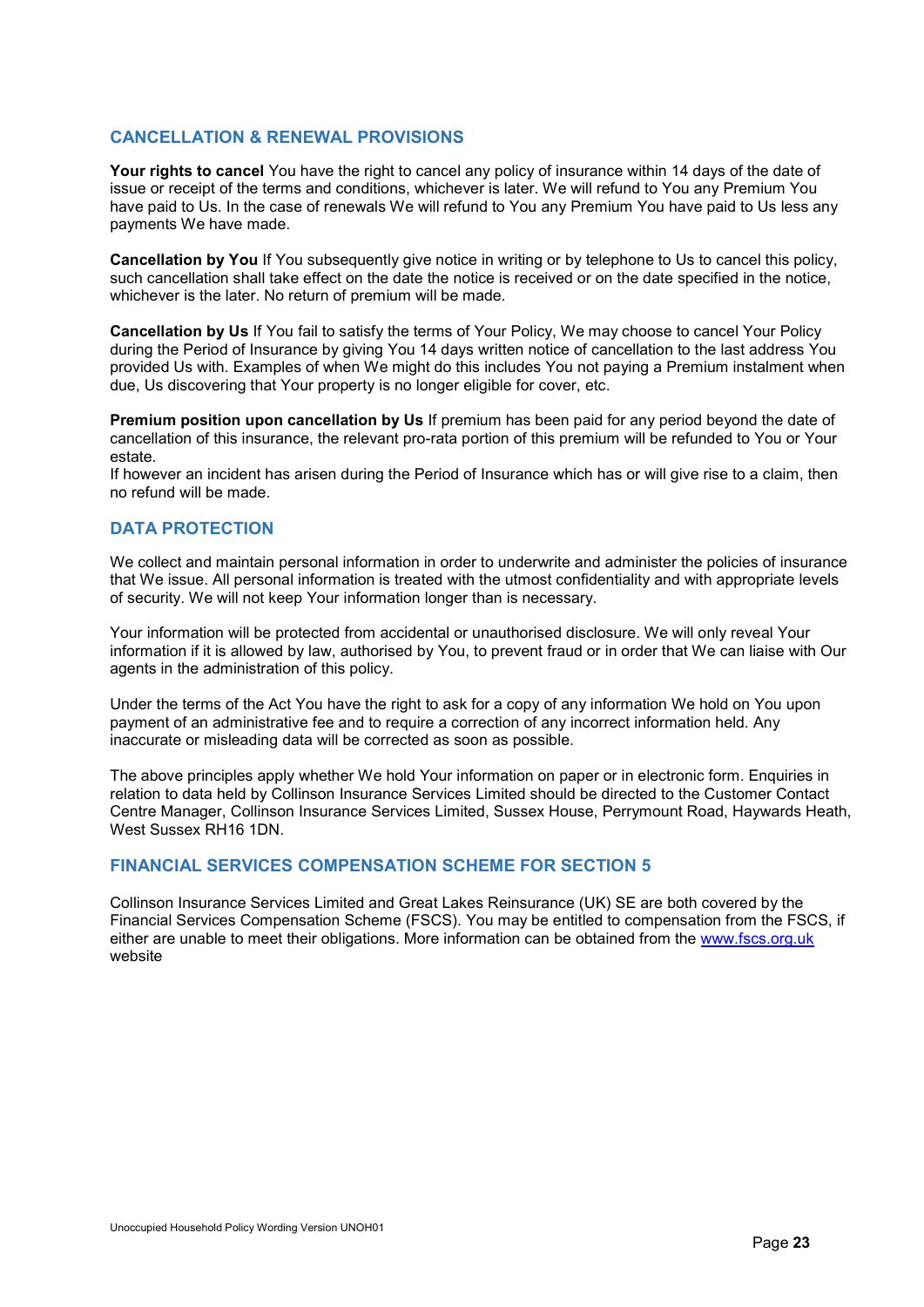## CANCELLATION & RENEWAL PROVISIONS

**Your rights to cancel** You have the right to cancel any policy of insurance within 14 days of the date of issue or receipt of the terms and conditions, whichever is later. We will refund to You any Premium You have paid to Us. In the case of renewals We will refund to You any Premium You have paid to Us less any payments We have made.

**Cancellation by You** If You subsequently give notice in writing or by telephone to Us to cancel this policy, such cancellation shall take effect on the date the notice is received or on the date specified in the notice, whichever is the later. No return of premium will be made.

**Cancellation by Us** If You fail to satisfy the terms of Your Policy, We may choose to cancel Your Policy during the Period of Insurance by giving You 14 days written notice of cancellation to the last address You provided Us with. Examples of when We might do this includes You not paying a Premium instalment when due, Us discovering that Your property is no longer eligible for cover, etc.

**Premium position upon cancellation by Us** If premium has been paid for any period beyond the date of cancellation of this insurance, the relevant pro-rata portion of this premium will be refunded to You or Your estate.
If however an incident has arisen during the Period of Insurance which has or will give rise to a claim, then no refund will be made.

## DATA PROTECTION

We collect and maintain personal information in order to underwrite and administer the policies of insurance that We issue. All personal information is treated with the utmost confidentiality and with appropriate levels of security. We will not keep Your information longer than is necessary.

Your information will be protected from accidental or unauthorised disclosure. We will only reveal Your information if it is allowed by law, authorised by You, to prevent fraud or in order that We can liaise with Our agents in the administration of this policy.

Under the terms of the Act You have the right to ask for a copy of any information We hold on You upon payment of an administrative fee and to require a correction of any incorrect information held. Any inaccurate or misleading data will be corrected as soon as possible.

The above principles apply whether We hold Your information on paper or in electronic form. Enquiries in relation to data held by Collinson Insurance Services Limited should be directed to the Customer Contact Centre Manager, Collinson Insurance Services Limited, Sussex House, Perrymount Road, Haywards Heath, West Sussex RH16 1DN.

## FINANCIAL SERVICES COMPENSATION SCHEME FOR SECTION 5

Collinson Insurance Services Limited and Great Lakes Reinsurance (UK) SE are both covered by the Financial Services Compensation Scheme (FSCS). You may be entitled to compensation from the FSCS, if either are unable to meet their obligations. More information can be obtained from the [www.fscs.org.uk](http://www.fscs.org.uk) website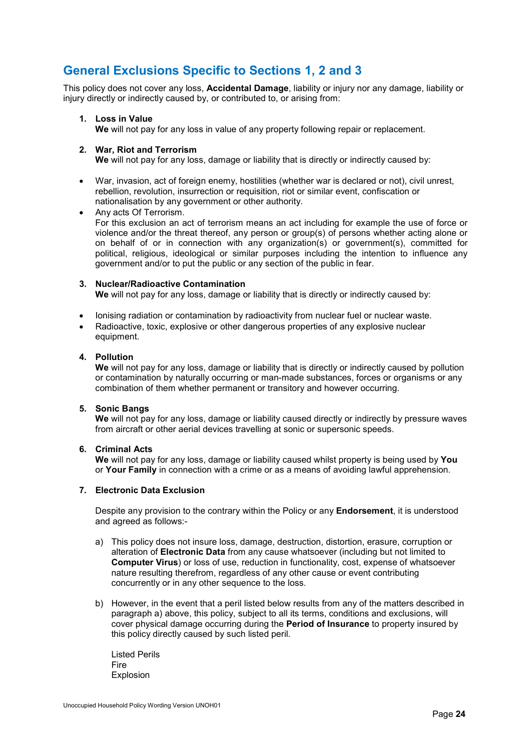## General Exclusions Specific to Sections 1, 2 and 3

This policy does not cover any loss, **Accidental Damage**, liability or injury nor any damage, liability or injury directly or indirectly caused by, or contributed to, or arising from:

1. **Loss in Value**
   **We** will not pay for any loss in value of any property following repair or replacement.

2. **War, Riot and Terrorism**
   **We** will not pay for any loss, damage or liability that is directly or indirectly caused by:

- War, invasion, act of foreign enemy, hostilities (whether war is declared or not), civil unrest, rebellion, revolution, insurrection or requisition, riot or similar event, confiscation or nationalisation by any government or other authority.
- Any acts Of Terrorism.
  For this exclusion an act of terrorism means an act including for example the use of force or violence and/or the threat thereof, any person or group(s) of persons whether acting alone or on behalf of or in connection with any organization(s) or government(s), committed for political, religious, ideological or similar purposes including the intention to influence any government and/or to put the public or any section of the public in fear.

3. **Nuclear/Radioactive Contamination**
   **We** will not pay for any loss, damage or liability that is directly or indirectly caused by:

- Ionising radiation or contamination by radioactivity from nuclear fuel or nuclear waste.
- Radioactive, toxic, explosive or other dangerous properties of any explosive nuclear equipment.

4. **Pollution**
   **We** will not pay for any loss, damage or liability that is directly or indirectly caused by pollution or contamination by naturally occurring or man-made substances, forces or organisms or any combination of them whether permanent or transitory and however occurring.

5. **Sonic Bangs**
   **We** will not pay for any loss, damage or liability caused directly or indirectly by pressure waves from aircraft or other aerial devices travelling at sonic or supersonic speeds.

6. **Criminal Acts**
   **We** will not pay for any loss, damage or liability caused whilst property is being used by **You** or **Your Family** in connection with a crime or as a means of avoiding lawful apprehension.

7. **Electronic Data Exclusion**

   Despite any provision to the contrary within the Policy or any **Endorsement**, it is understood and agreed as follows:-

   a) This policy does not insure loss, damage, destruction, distortion, erasure, corruption or alteration of **Electronic Data** from any cause whatsoever (including but not limited to **Computer Virus**) or loss of use, reduction in functionality, cost, expense of whatsoever nature resulting therefrom, regardless of any other cause or event contributing concurrently or in any other sequence to the loss.

   b) However, in the event that a peril listed below results from any of the matters described in paragraph a) above, this policy, subject to all its terms, conditions and exclusions, will cover physical damage occurring during the **Period of Insurance** to property insured by this policy directly caused by such listed peril.

   Listed Perils
   Fire
   Explosion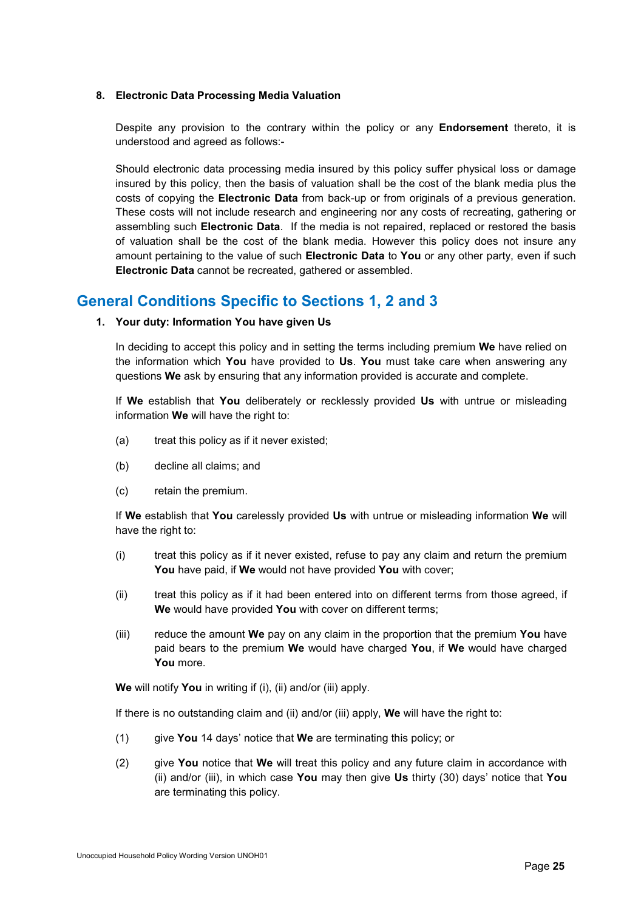### 8. Electronic Data Processing Media Valuation

Despite any provision to the contrary within the policy or any **Endorsement** thereto, it is understood and agreed as follows:-

Should electronic data processing media insured by this policy suffer physical loss or damage insured by this policy, then the basis of valuation shall be the cost of the blank media plus the costs of copying the **Electronic Data** from back-up or from originals of a previous generation. These costs will not include research and engineering nor any costs of recreating, gathering or assembling such **Electronic Data**. If the media is not repaired, replaced or restored the basis of valuation shall be the cost of the blank media. However this policy does not insure any amount pertaining to the value of such **Electronic Data** to **You** or any other party, even if such **Electronic Data** cannot be recreated, gathered or assembled.

## General Conditions Specific to Sections 1, 2 and 3

### 1. Your duty: Information You have given Us

In deciding to accept this policy and in setting the terms including premium **We** have relied on the information which **You** have provided to **Us**. **You** must take care when answering any questions **We** ask by ensuring that any information provided is accurate and complete.

If **We** establish that **You** deliberately or recklessly provided **Us** with untrue or misleading information **We** will have the right to:

(a) treat this policy as if it never existed;

(b) decline all claims; and

(c) retain the premium.

If **We** establish that **You** carelessly provided **Us** with untrue or misleading information **We** will have the right to:

(i) treat this policy as if it never existed, refuse to pay any claim and return the premium **You** have paid, if **We** would not have provided **You** with cover;

(ii) treat this policy as if it had been entered into on different terms from those agreed, if **We** would have provided **You** with cover on different terms;

(iii) reduce the amount **We** pay on any claim in the proportion that the premium **You** have paid bears to the premium **We** would have charged **You**, if **We** would have charged **You** more.

**We** will notify **You** in writing if (i), (ii) and/or (iii) apply.

If there is no outstanding claim and (ii) and/or (iii) apply, **We** will have the right to:

(1) give **You** 14 days' notice that **We** are terminating this policy; or

(2) give **You** notice that **We** will treat this policy and any future claim in accordance with (ii) and/or (iii), in which case **You** may then give **Us** thirty (30) days' notice that **You** are terminating this policy.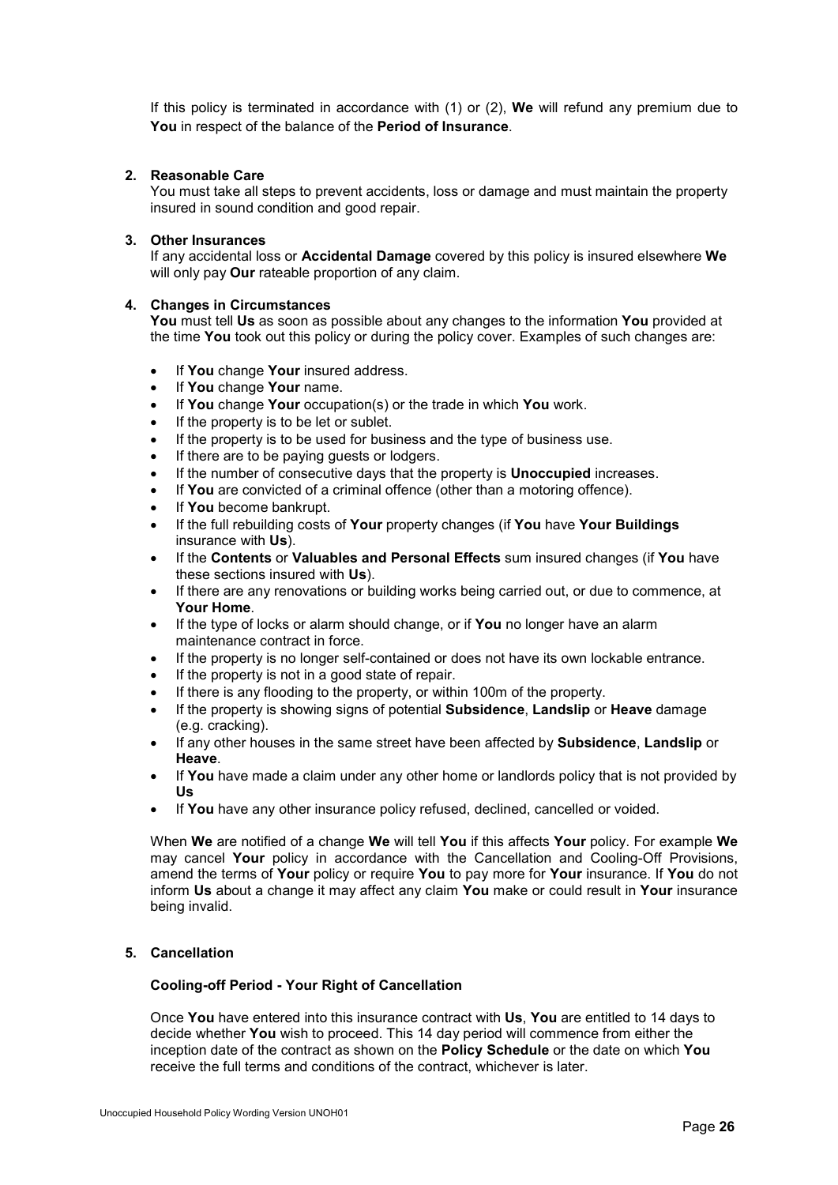If this policy is terminated in accordance with (1) or (2), **We** will refund any premium due to **You** in respect of the balance of the **Period of Insurance**.

**2. Reasonable Care**

You must take all steps to prevent accidents, loss or damage and must maintain the property insured in sound condition and good repair.

**3. Other Insurances**

If any accidental loss or **Accidental Damage** covered by this policy is insured elsewhere **We** will only pay **Our** rateable proportion of any claim.

**4. Changes in Circumstances**

**You** must tell **Us** as soon as possible about any changes to the information **You** provided at the time **You** took out this policy or during the policy cover. Examples of such changes are:

- If **You** change **Your** insured address.
- If **You** change **Your** name.
- If **You** change **Your** occupation(s) or the trade in which **You** work.
- If the property is to be let or sublet.
- If the property is to be used for business and the type of business use.
- If there are to be paying guests or lodgers.
- If the number of consecutive days that the property is **Unoccupied** increases.
- If **You** are convicted of a criminal offence (other than a motoring offence).
- If **You** become bankrupt.
- If the full rebuilding costs of **Your** property changes (if **You** have **Your Buildings** insurance with **Us**).
- If the **Contents** or **Valuables and Personal Effects** sum insured changes (if **You** have these sections insured with **Us**).
- If there are any renovations or building works being carried out, or due to commence, at **Your Home**.
- If the type of locks or alarm should change, or if **You** no longer have an alarm maintenance contract in force.
- If the property is no longer self-contained or does not have its own lockable entrance.
- If the property is not in a good state of repair.
- If there is any flooding to the property, or within 100m of the property.
- If the property is showing signs of potential **Subsidence**, **Landslip** or **Heave** damage (e.g. cracking).
- If any other houses in the same street have been affected by **Subsidence**, **Landslip** or **Heave**.
- If **You** have made a claim under any other home or landlords policy that is not provided by **Us**
- If **You** have any other insurance policy refused, declined, cancelled or voided.

When **We** are notified of a change **We** will tell **You** if this affects **Your** policy. For example **We** may cancel **Your** policy in accordance with the Cancellation and Cooling-Off Provisions, amend the terms of **Your** policy or require **You** to pay more for **Your** insurance. If **You** do not inform **Us** about a change it may affect any claim **You** make or could result in **Your** insurance being invalid.

**5. Cancellation**

**Cooling-off Period - Your Right of Cancellation**

Once **You** have entered into this insurance contract with **Us**, **You** are entitled to 14 days to decide whether **You** wish to proceed. This 14 day period will commence from either the inception date of the contract as shown on the **Policy Schedule** or the date on which **You** receive the full terms and conditions of the contract, whichever is later.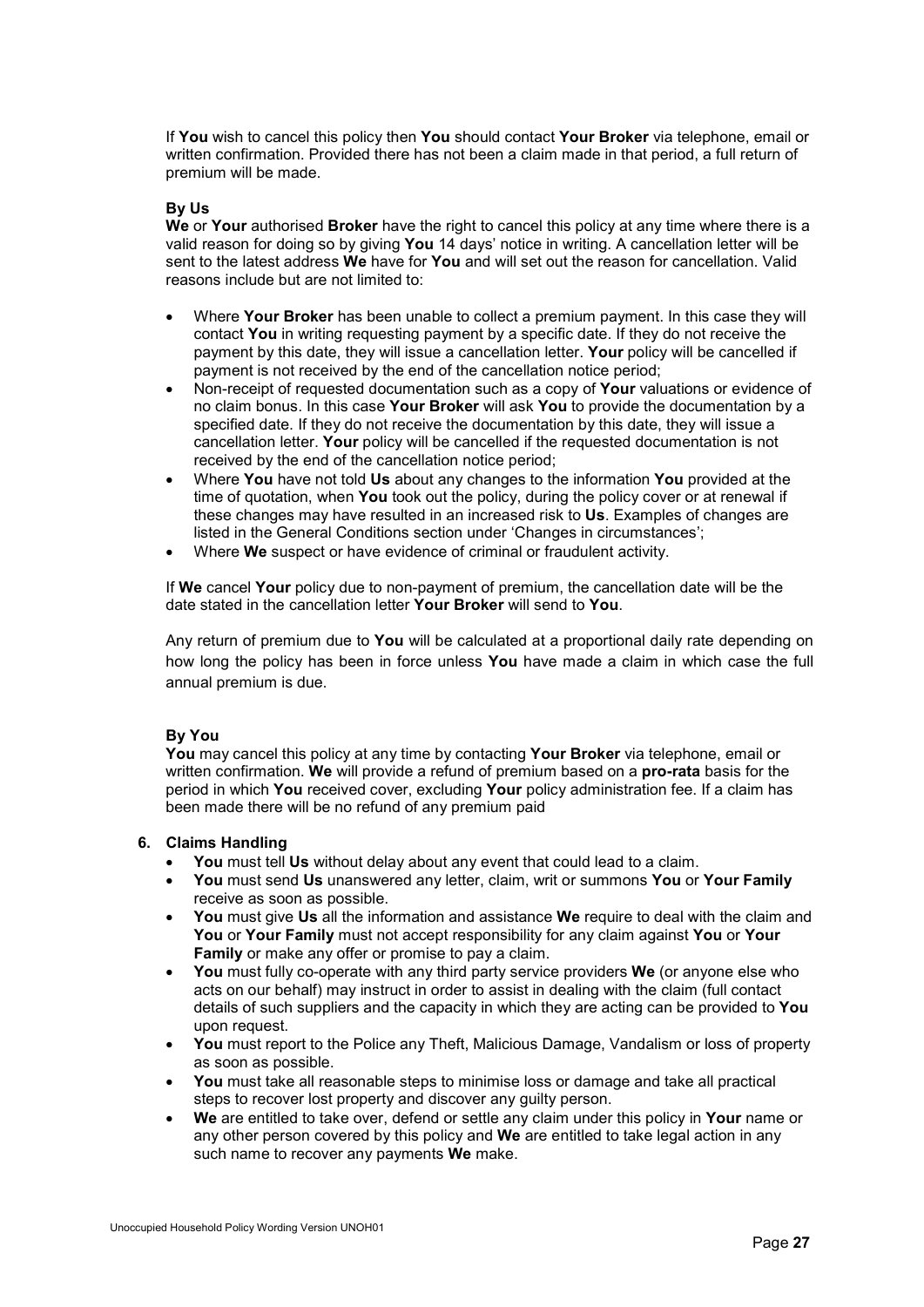If **You** wish to cancel this policy then **You** should contact **Your Broker** via telephone, email or written confirmation. Provided there has not been a claim made in that period, a full return of premium will be made.

**By Us**

**We** or **Your** authorised **Broker** have the right to cancel this policy at any time where there is a valid reason for doing so by giving **You** 14 days' notice in writing. A cancellation letter will be sent to the latest address **We** have for **You** and will set out the reason for cancellation. Valid reasons include but are not limited to:

- Where **Your Broker** has been unable to collect a premium payment. In this case they will contact **You** in writing requesting payment by a specific date. If they do not receive the payment by this date, they will issue a cancellation letter. **Your** policy will be cancelled if payment is not received by the end of the cancellation notice period;
- Non-receipt of requested documentation such as a copy of **Your** valuations or evidence of no claim bonus. In this case **Your Broker** will ask **You** to provide the documentation by a specified date. If they do not receive the documentation by this date, they will issue a cancellation letter. **Your** policy will be cancelled if the requested documentation is not received by the end of the cancellation notice period;
- Where **You** have not told **Us** about any changes to the information **You** provided at the time of quotation, when **You** took out the policy, during the policy cover or at renewal if these changes may have resulted in an increased risk to **Us**. Examples of changes are listed in the General Conditions section under 'Changes in circumstances';
- Where **We** suspect or have evidence of criminal or fraudulent activity.

If **We** cancel **Your** policy due to non-payment of premium, the cancellation date will be the date stated in the cancellation letter **Your Broker** will send to **You**.

Any return of premium due to **You** will be calculated at a proportional daily rate depending on how long the policy has been in force unless **You** have made a claim in which case the full annual premium is due.

**By You**

**You** may cancel this policy at any time by contacting **Your Broker** via telephone, email or written confirmation. **We** will provide a refund of premium based on a **pro-rata** basis for the period in which **You** received cover, excluding **Your** policy administration fee. If a claim has been made there will be no refund of any premium paid

**6. Claims Handling**

- **You** must tell **Us** without delay about any event that could lead to a claim.
- **You** must send **Us** unanswered any letter, claim, writ or summons **You** or **Your Family** receive as soon as possible.
- **You** must give **Us** all the information and assistance **We** require to deal with the claim and **You** or **Your Family** must not accept responsibility for any claim against **You** or **Your Family** or make any offer or promise to pay a claim.
- **You** must fully co-operate with any third party service providers **We** (or anyone else who acts on our behalf) may instruct in order to assist in dealing with the claim (full contact details of such suppliers and the capacity in which they are acting can be provided to **You** upon request.
- **You** must report to the Police any Theft, Malicious Damage, Vandalism or loss of property as soon as possible.
- **You** must take all reasonable steps to minimise loss or damage and take all practical steps to recover lost property and discover any guilty person.
- **We** are entitled to take over, defend or settle any claim under this policy in **Your** name or any other person covered by this policy and **We** are entitled to take legal action in any such name to recover any payments **We** make.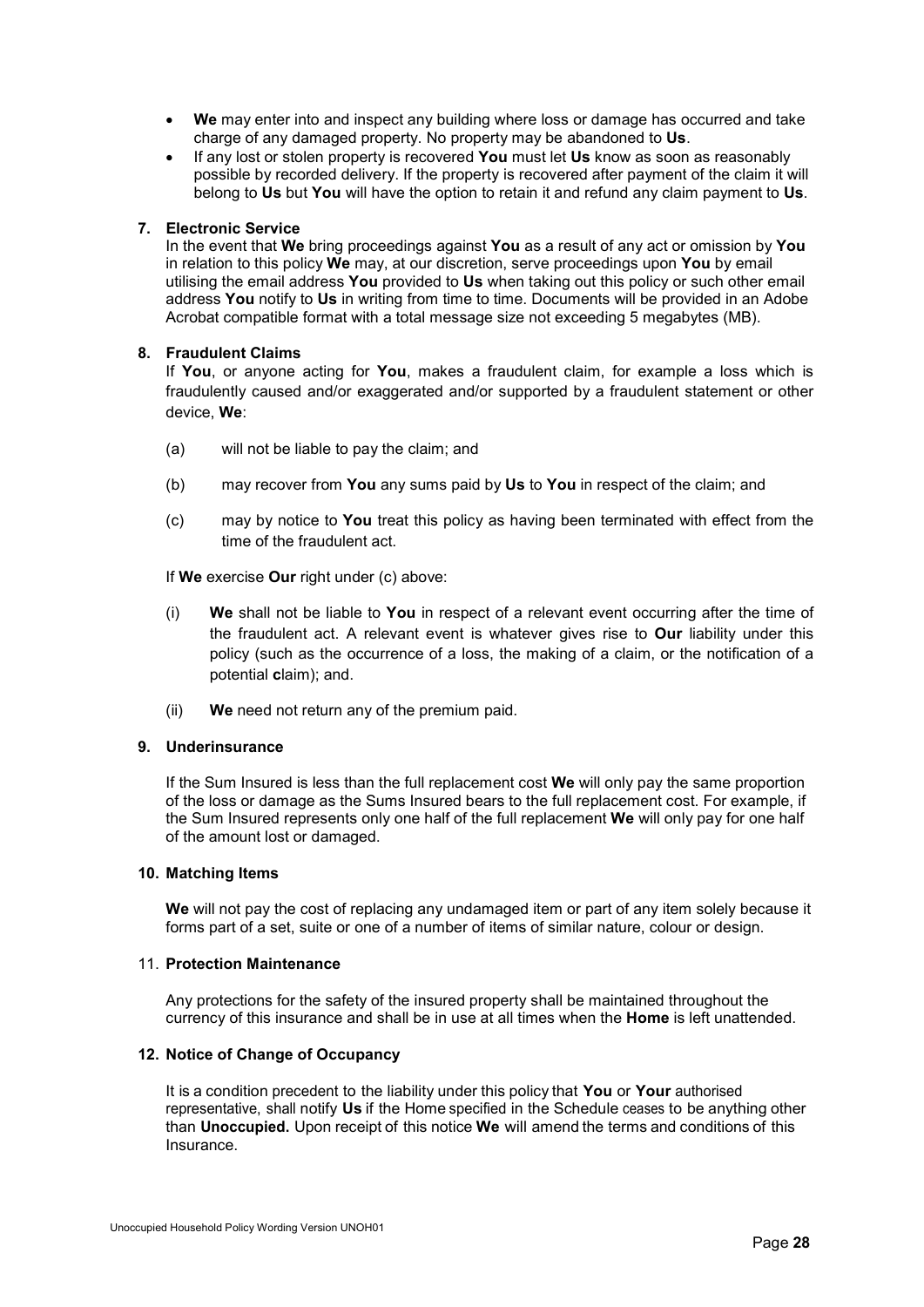- **We** may enter into and inspect any building where loss or damage has occurred and take charge of any damaged property. No property may be abandoned to **Us**.
- If any lost or stolen property is recovered **You** must let **Us** know as soon as reasonably possible by recorded delivery. If the property is recovered after payment of the claim it will belong to **Us** but **You** will have the option to retain it and refund any claim payment to **Us**.

**7. Electronic Service**

In the event that **We** bring proceedings against **You** as a result of any act or omission by **You** in relation to this policy **We** may, at our discretion, serve proceedings upon **You** by email utilising the email address **You** provided to **Us** when taking out this policy or such other email address **You** notify to **Us** in writing from time to time. Documents will be provided in an Adobe Acrobat compatible format with a total message size not exceeding 5 megabytes (MB).

**8. Fraudulent Claims**

If **You**, or anyone acting for **You**, makes a fraudulent claim, for example a loss which is fraudulently caused and/or exaggerated and/or supported by a fraudulent statement or other device, **We**:

(a) will not be liable to pay the claim; and

(b) may recover from **You** any sums paid by **Us** to **You** in respect of the claim; and

(c) may by notice to **You** treat this policy as having been terminated with effect from the time of the fraudulent act.

If **We** exercise **Our** right under (c) above:

(i) **We** shall not be liable to **You** in respect of a relevant event occurring after the time of the fraudulent act. A relevant event is whatever gives rise to **Our** liability under this policy (such as the occurrence of a loss, the making of a claim, or the notification of a potential claim); and.

(ii) **We** need not return any of the premium paid.

**9. Underinsurance**

If the Sum Insured is less than the full replacement cost **We** will only pay the same proportion of the loss or damage as the Sums Insured bears to the full replacement cost. For example, if the Sum Insured represents only one half of the full replacement **We** will only pay for one half of the amount lost or damaged.

**10. Matching Items**

**We** will not pay the cost of replacing any undamaged item or part of any item solely because it forms part of a set, suite or one of a number of items of similar nature, colour or design.

**11. Protection Maintenance**

Any protections for the safety of the insured property shall be maintained throughout the currency of this insurance and shall be in use at all times when the **Home** is left unattended.

**12. Notice of Change of Occupancy**

It is a condition precedent to the liability under this policy that **You** or **Your** authorised representative, shall notify **Us** if the Home specified in the Schedule ceases to be anything other than **Unoccupied.** Upon receipt of this notice **We** will amend the terms and conditions of this Insurance.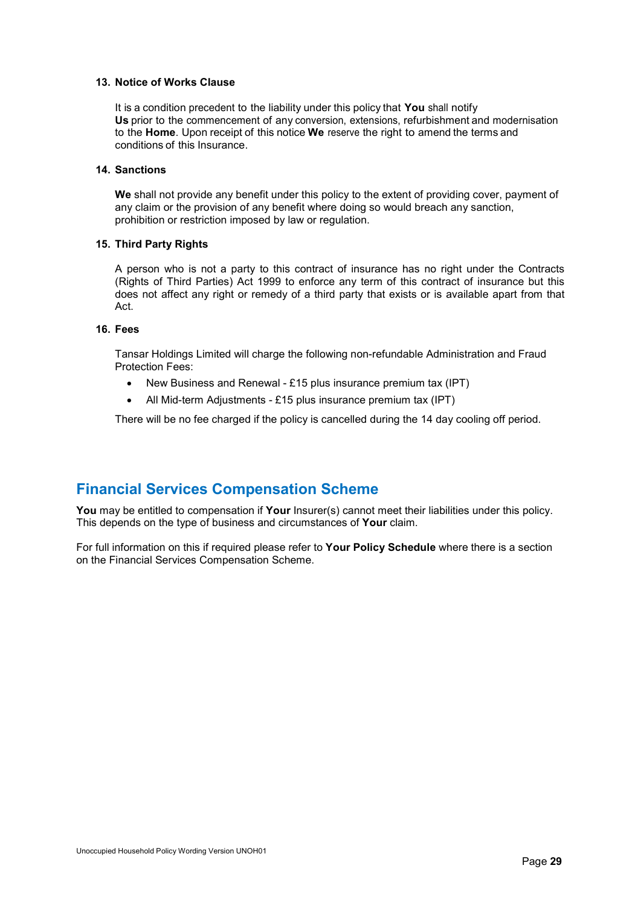**13. Notice of Works Clause**

It is a condition precedent to the liability under this policy that **You** shall notify **Us** prior to the commencement of any conversion, extensions, refurbishment and modernisation to the **Home**. Upon receipt of this notice **We** reserve the right to amend the terms and conditions of this Insurance.

**14. Sanctions**

**We** shall not provide any benefit under this policy to the extent of providing cover, payment of any claim or the provision of any benefit where doing so would breach any sanction, prohibition or restriction imposed by law or regulation.

**15. Third Party Rights**

A person who is not a party to this contract of insurance has no right under the Contracts (Rights of Third Parties) Act 1999 to enforce any term of this contract of insurance but this does not affect any right or remedy of a third party that exists or is available apart from that Act.

**16. Fees**

Tansar Holdings Limited will charge the following non-refundable Administration and Fraud Protection Fees:

- New Business and Renewal - £15 plus insurance premium tax (IPT)
- All Mid-term Adjustments - £15 plus insurance premium tax (IPT)

There will be no fee charged if the policy is cancelled during the 14 day cooling off period.

## Financial Services Compensation Scheme

**You** may be entitled to compensation if **Your** Insurer(s) cannot meet their liabilities under this policy. This depends on the type of business and circumstances of **Your** claim.

For full information on this if required please refer to **Your Policy Schedule** where there is a section on the Financial Services Compensation Scheme.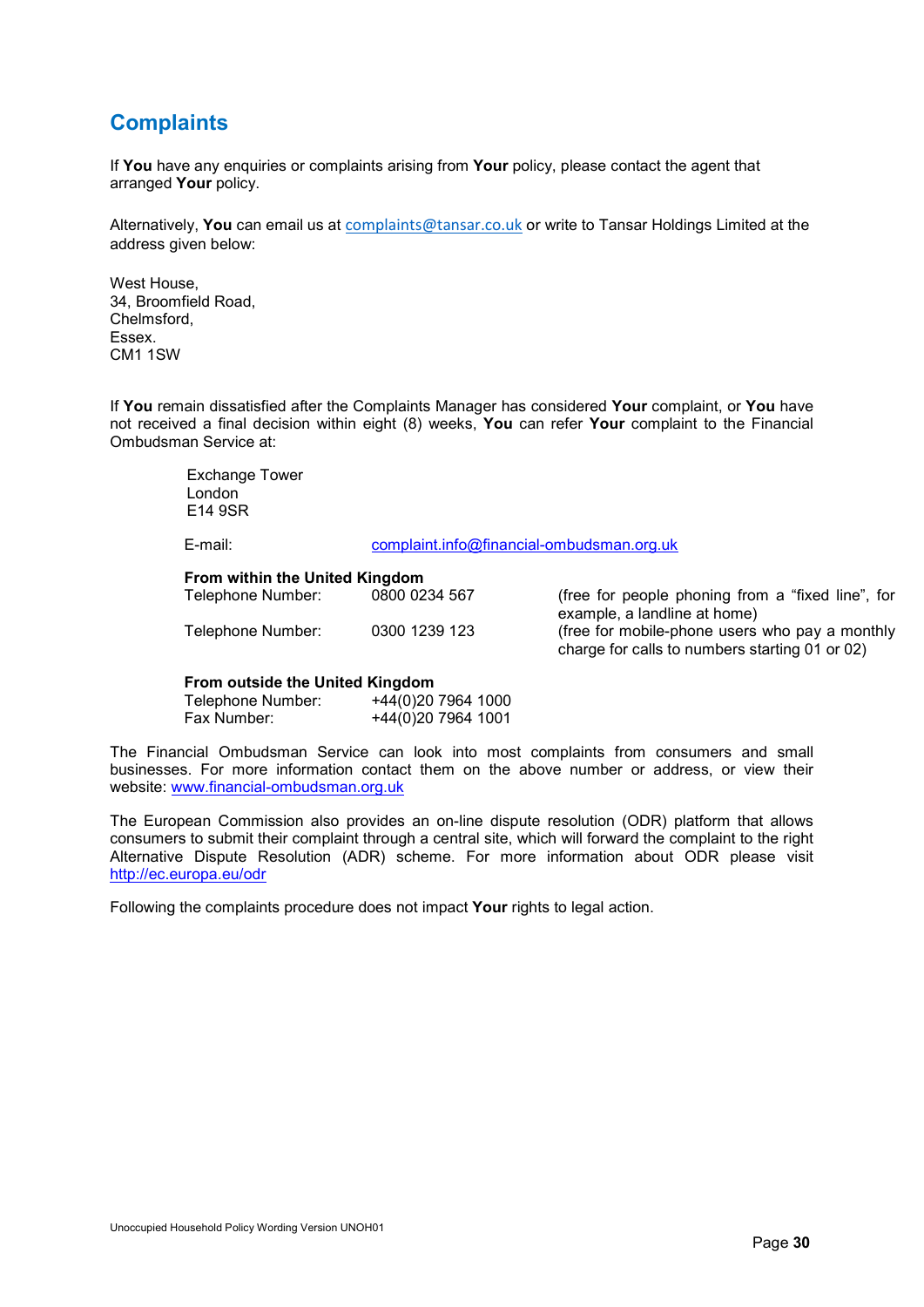## Complaints

If **You** have any enquiries or complaints arising from **Your** policy, please contact the agent that arranged **Your** policy.

Alternatively, **You** can email us at complaints@tansar.co.uk or write to Tansar Holdings Limited at the address given below:

West House,
34, Broomfield Road,
Chelmsford,
Essex.
CM1 1SW

If **You** remain dissatisfied after the Complaints Manager has considered **Your** complaint, or **You** have not received a final decision within eight (8) weeks, **You** can refer **Your** complaint to the Financial Ombudsman Service at:

Exchange Tower
London
E14 9SR

E-mail: complaint.info@financial-ombudsman.org.uk

**From within the United Kingdom**

| | | |
|---|---|---|
| Telephone Number: | 0800 0234 567 | (free for people phoning from a "fixed line", for example, a landline at home) |
| Telephone Number: | 0300 1239 123 | (free for mobile-phone users who pay a monthly charge for calls to numbers starting 01 or 02) |

**From outside the United Kingdom**

| | |
|---|---|
| Telephone Number: | +44(0)20 7964 1000 |
| Fax Number: | +44(0)20 7964 1001 |

The Financial Ombudsman Service can look into most complaints from consumers and small businesses. For more information contact them on the above number or address, or view their website: www.financial-ombudsman.org.uk

The European Commission also provides an on-line dispute resolution (ODR) platform that allows consumers to submit their complaint through a central site, which will forward the complaint to the right Alternative Dispute Resolution (ADR) scheme. For more information about ODR please visit http://ec.europa.eu/odr

Following the complaints procedure does not impact **Your** rights to legal action.

Unoccupied Household Policy Wording Version UNOH01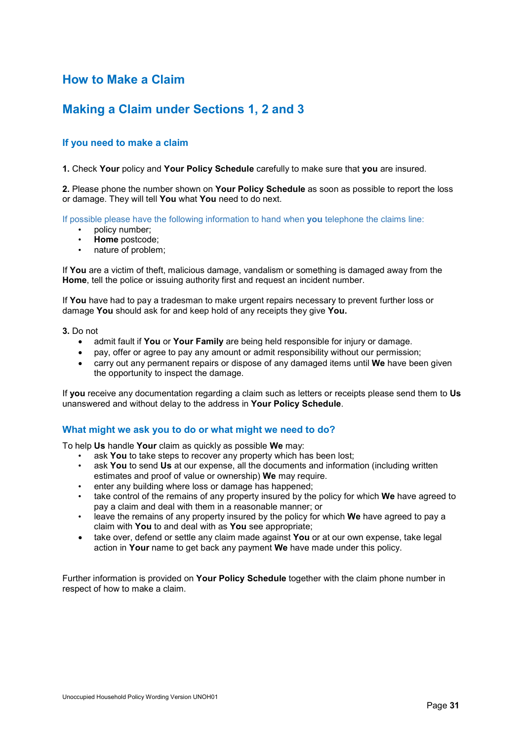# How to Make a Claim

## Making a Claim under Sections 1, 2 and 3

### If you need to make a claim

**1.** Check **Your** policy and **Your Policy Schedule** carefully to make sure that **you** are insured.

**2.** Please phone the number shown on **Your Policy Schedule** as soon as possible to report the loss or damage. They will tell **You** what **You** need to do next.

If possible please have the following information to hand when **you** telephone the claims line:

- policy number;
- **Home** postcode;
- nature of problem;

If **You** are a victim of theft, malicious damage, vandalism or something is damaged away from the **Home**, tell the police or issuing authority first and request an incident number.

If **You** have had to pay a tradesman to make urgent repairs necessary to prevent further loss or damage **You** should ask for and keep hold of any receipts they give **You.**

**3.** Do not

- admit fault if **You** or **Your Family** are being held responsible for injury or damage.
- pay, offer or agree to pay any amount or admit responsibility without our permission;
- carry out any permanent repairs or dispose of any damaged items until **We** have been given the opportunity to inspect the damage.

If **you** receive any documentation regarding a claim such as letters or receipts please send them to **Us** unanswered and without delay to the address in **Your Policy Schedule**.

### What might we ask you to do or what might we need to do?

To help **Us** handle **Your** claim as quickly as possible **We** may:

- ask **You** to take steps to recover any property which has been lost;
- ask **You** to send **Us** at our expense, all the documents and information (including written estimates and proof of value or ownership) **We** may require.
- enter any building where loss or damage has happened;
- take control of the remains of any property insured by the policy for which **We** have agreed to pay a claim and deal with them in a reasonable manner; or
- leave the remains of any property insured by the policy for which **We** have agreed to pay a claim with **You** to and deal with as **You** see appropriate;
- take over, defend or settle any claim made against **You** or at our own expense, take legal action in **Your** name to get back any payment **We** have made under this policy.

Further information is provided on **Your Policy Schedule** together with the claim phone number in respect of how to make a claim.

Unoccupied Household Policy Wording Version UNOH01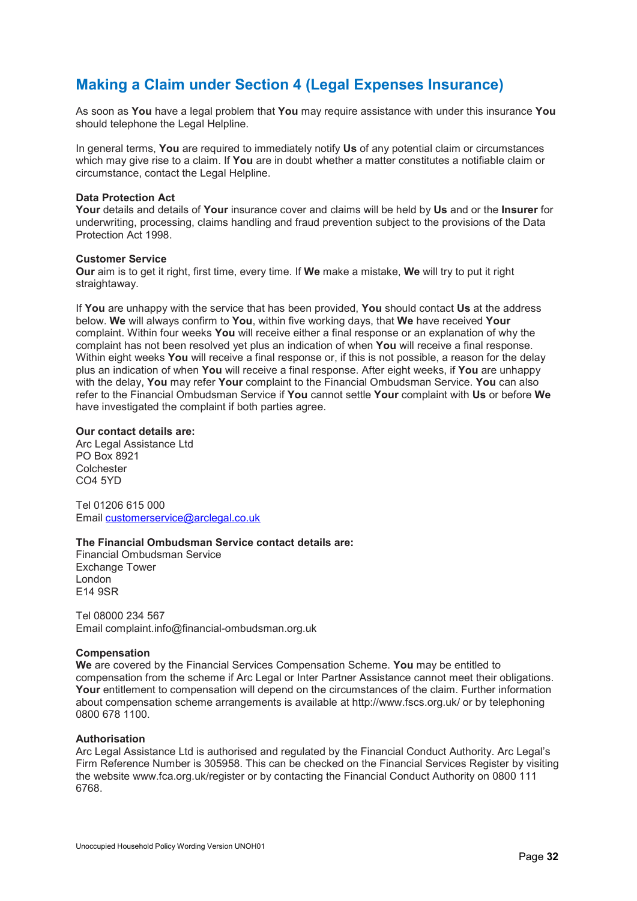## Making a Claim under Section 4 (Legal Expenses Insurance)

As soon as **You** have a legal problem that **You** may require assistance with under this insurance **You** should telephone the Legal Helpline.

In general terms, **You** are required to immediately notify **Us** of any potential claim or circumstances which may give rise to a claim. If **You** are in doubt whether a matter constitutes a notifiable claim or circumstance, contact the Legal Helpline.

**Data Protection Act**
**Your** details and details of **Your** insurance cover and claims will be held by **Us** and or the **Insurer** for underwriting, processing, claims handling and fraud prevention subject to the provisions of the Data Protection Act 1998.

**Customer Service**
**Our** aim is to get it right, first time, every time. If **We** make a mistake, **We** will try to put it right straightaway.

If **You** are unhappy with the service that has been provided, **You** should contact **Us** at the address below. **We** will always confirm to **You**, within five working days, that **We** have received **Your** complaint. Within four weeks **You** will receive either a final response or an explanation of why the complaint has not been resolved yet plus an indication of when **You** will receive a final response. Within eight weeks **You** will receive a final response or, if this is not possible, a reason for the delay plus an indication of when **You** will receive a final response. After eight weeks, if **You** are unhappy with the delay, **You** may refer **Your** complaint to the Financial Ombudsman Service. **You** can also refer to the Financial Ombudsman Service if **You** cannot settle **Your** complaint with **Us** or before **We** have investigated the complaint if both parties agree.

**Our contact details are:**
Arc Legal Assistance Ltd
PO Box 8921
Colchester
CO4 5YD

Tel 01206 615 000
Email customerservice@arclegal.co.uk

**The Financial Ombudsman Service contact details are:**
Financial Ombudsman Service
Exchange Tower
London
E14 9SR

Tel 08000 234 567
Email complaint.info@financial-ombudsman.org.uk

**Compensation**
**We** are covered by the Financial Services Compensation Scheme. **You** may be entitled to compensation from the scheme if Arc Legal or Inter Partner Assistance cannot meet their obligations. **Your** entitlement to compensation will depend on the circumstances of the claim. Further information about compensation scheme arrangements is available at http://www.fscs.org.uk/ or by telephoning 0800 678 1100.

**Authorisation**
Arc Legal Assistance Ltd is authorised and regulated by the Financial Conduct Authority. Arc Legal's Firm Reference Number is 305958. This can be checked on the Financial Services Register by visiting the website www.fca.org.uk/register or by contacting the Financial Conduct Authority on 0800 111 6768.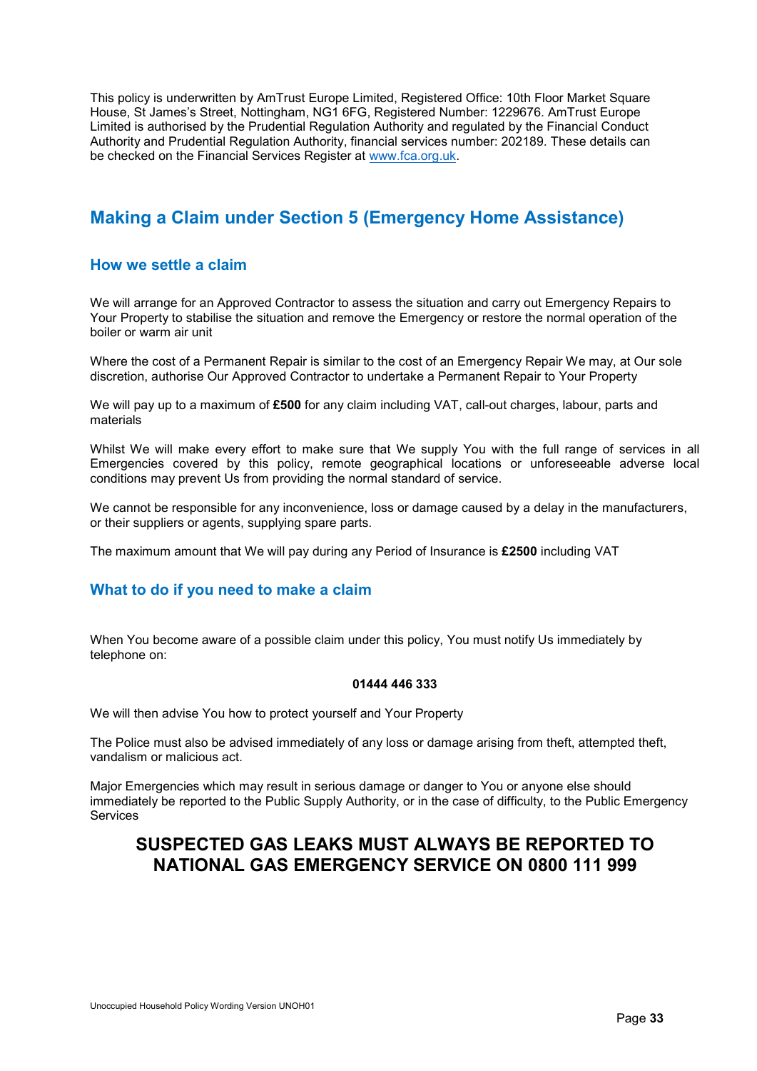This policy is underwritten by AmTrust Europe Limited, Registered Office: 10th Floor Market Square House, St James's Street, Nottingham, NG1 6FG, Registered Number: 1229676. AmTrust Europe Limited is authorised by the Prudential Regulation Authority and regulated by the Financial Conduct Authority and Prudential Regulation Authority, financial services number: 202189. These details can be checked on the Financial Services Register at [www.fca.org.uk](http://www.fca.org.uk).

## Making a Claim under Section 5 (Emergency Home Assistance)

### How we settle a claim

We will arrange for an Approved Contractor to assess the situation and carry out Emergency Repairs to Your Property to stabilise the situation and remove the Emergency or restore the normal operation of the boiler or warm air unit

Where the cost of a Permanent Repair is similar to the cost of an Emergency Repair We may, at Our sole discretion, authorise Our Approved Contractor to undertake a Permanent Repair to Your Property

We will pay up to a maximum of **£500** for any claim including VAT, call-out charges, labour, parts and materials

Whilst We will make every effort to make sure that We supply You with the full range of services in all Emergencies covered by this policy, remote geographical locations or unforeseeable adverse local conditions may prevent Us from providing the normal standard of service.

We cannot be responsible for any inconvenience, loss or damage caused by a delay in the manufacturers, or their suppliers or agents, supplying spare parts.

The maximum amount that We will pay during any Period of Insurance is **£2500** including VAT

### What to do if you need to make a claim

When You become aware of a possible claim under this policy, You must notify Us immediately by telephone on:

**01444 446 333**

We will then advise You how to protect yourself and Your Property

The Police must also be advised immediately of any loss or damage arising from theft, attempted theft, vandalism or malicious act.

Major Emergencies which may result in serious damage or danger to You or anyone else should immediately be reported to the Public Supply Authority, or in the case of difficulty, to the Public Emergency Services

**SUSPECTED GAS LEAKS MUST ALWAYS BE REPORTED TO NATIONAL GAS EMERGENCY SERVICE ON 0800 111 999**

Unoccupied Household Policy Wording Version UNOH01